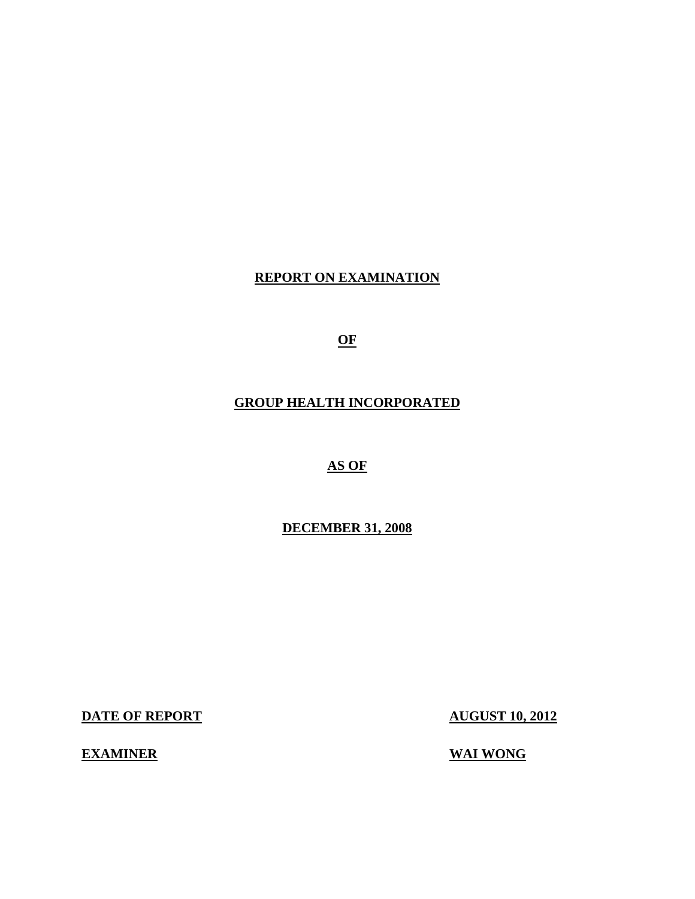# REPORT ON EXAMINATION

# OF

# GROUP HEALTH INCORPORATED

# AS OF

# DECEMBER 31, 2008

**DATE OF REPORT** **AUGUST 10, 2012**

**EXAMINER** **WAI WONG**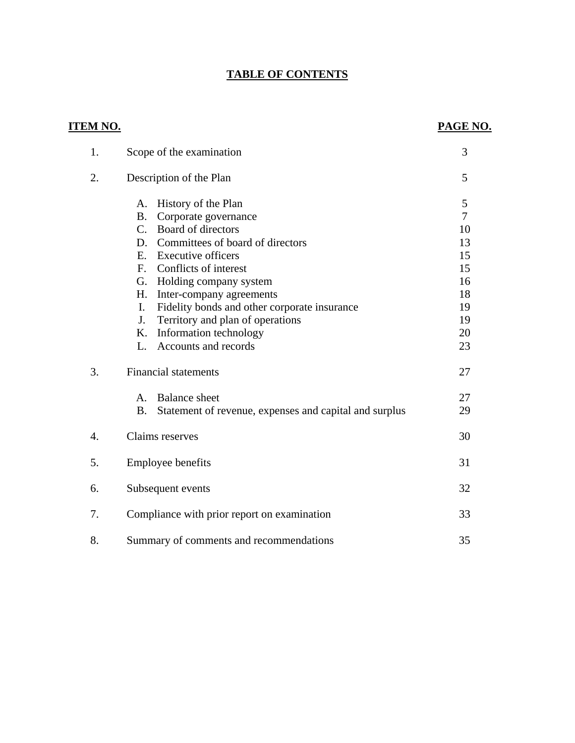# TABLE OF CONTENTS

| ITEM NO. | | PAGE NO. |
|---|---|---|
| 1. | Scope of the examination | 3 |
| 2. | Description of the Plan | 5 |
| | A. History of the Plan | 5 |
| | B. Corporate governance | 7 |
| | C. Board of directors | 10 |
| | D. Committees of board of directors | 13 |
| | E. Executive officers | 15 |
| | F. Conflicts of interest | 15 |
| | G. Holding company system | 16 |
| | H. Inter-company agreements | 18 |
| | I. Fidelity bonds and other corporate insurance | 19 |
| | J. Territory and plan of operations | 19 |
| | K. Information technology | 20 |
| | L. Accounts and records | 23 |
| 3. | Financial statements | 27 |
| | A. Balance sheet | 27 |
| | B. Statement of revenue, expenses and capital and surplus | 29 |
| 4. | Claims reserves | 30 |
| 5. | Employee benefits | 31 |
| 6. | Subsequent events | 32 |
| 7. | Compliance with prior report on examination | 33 |
| 8. | Summary of comments and recommendations | 35 |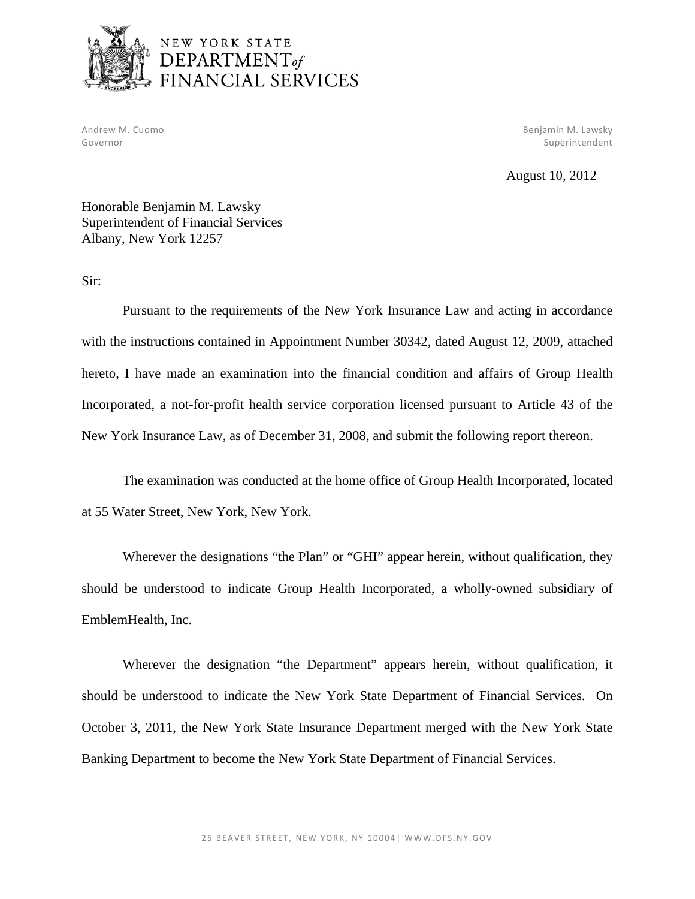NEW YORK STATE
DEPARTMENT *of*
FINANCIAL SERVICES

Andrew M. Cuomo
Governor

Benjamin M. Lawsky
Superintendent

August 10, 2012

Honorable Benjamin M. Lawsky
Superintendent of Financial Services
Albany, New York 12257

Sir:

Pursuant to the requirements of the New York Insurance Law and acting in accordance with the instructions contained in Appointment Number 30342, dated August 12, 2009, attached hereto, I have made an examination into the financial condition and affairs of Group Health Incorporated, a not-for-profit health service corporation licensed pursuant to Article 43 of the New York Insurance Law, as of December 31, 2008, and submit the following report thereon.

The examination was conducted at the home office of Group Health Incorporated, located at 55 Water Street, New York, New York.

Wherever the designations "the Plan" or "GHI" appear herein, without qualification, they should be understood to indicate Group Health Incorporated, a wholly-owned subsidiary of EmblemHealth, Inc.

Wherever the designation "the Department" appears herein, without qualification, it should be understood to indicate the New York State Department of Financial Services. On October 3, 2011, the New York State Insurance Department merged with the New York State Banking Department to become the New York State Department of Financial Services.

25 BEAVER STREET, NEW YORK, NY 10004 | WWW.DFS.NY.GOV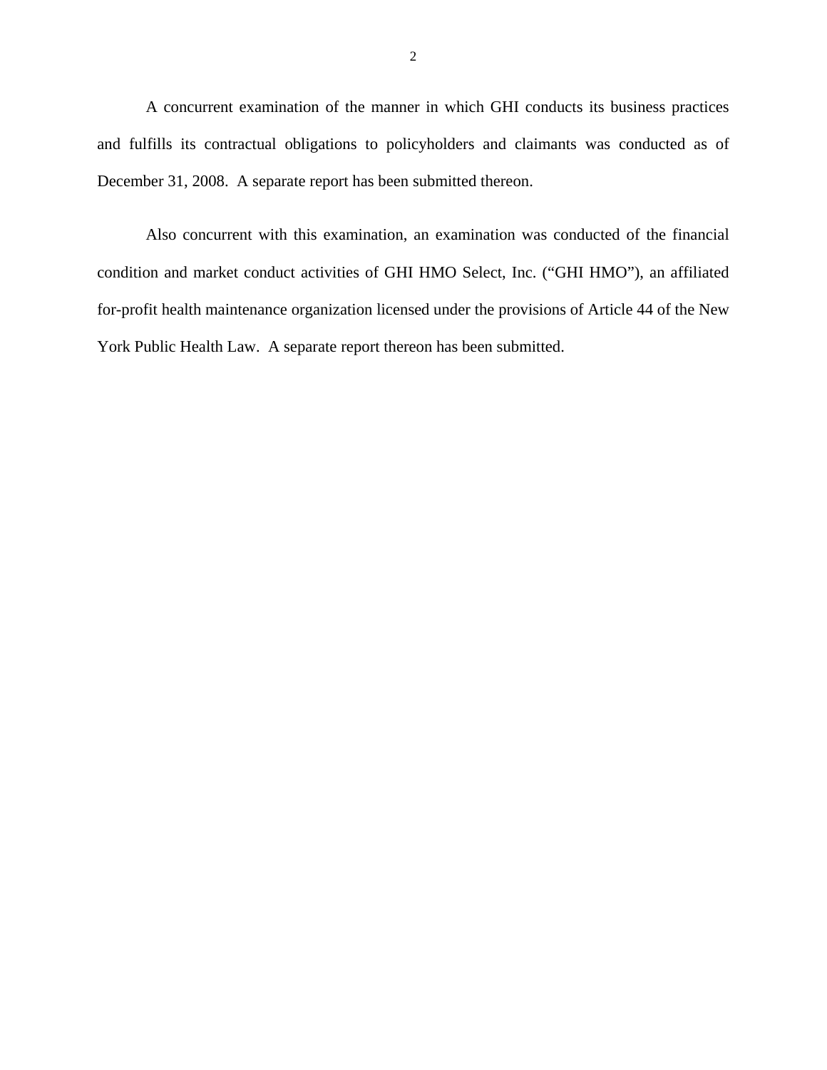A concurrent examination of the manner in which GHI conducts its business practices and fulfills its contractual obligations to policyholders and claimants was conducted as of December 31, 2008. A separate report has been submitted thereon.

Also concurrent with this examination, an examination was conducted of the financial condition and market conduct activities of GHI HMO Select, Inc. ("GHI HMO"), an affiliated for-profit health maintenance organization licensed under the provisions of Article 44 of the New York Public Health Law. A separate report thereon has been submitted.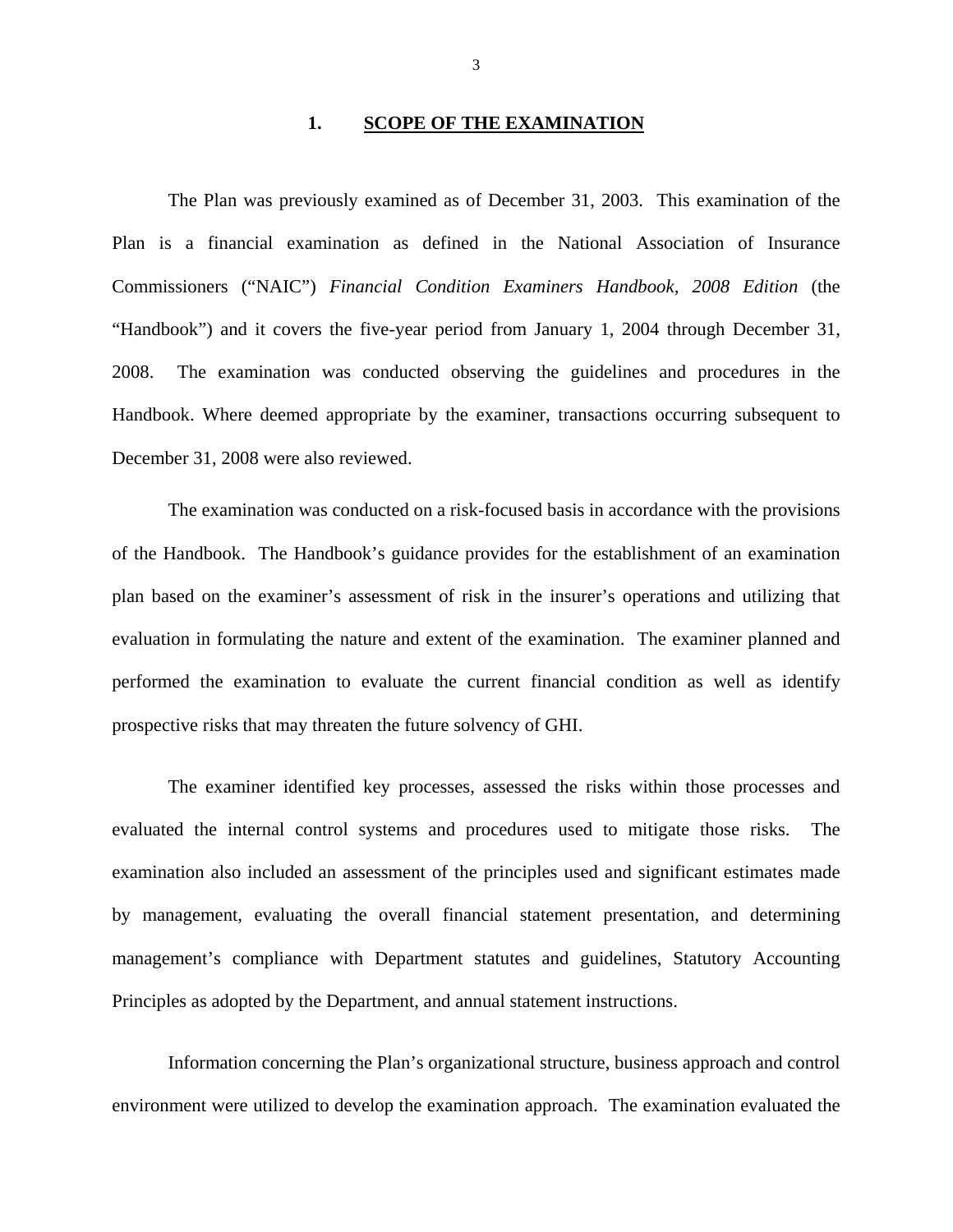## 1. SCOPE OF THE EXAMINATION

The Plan was previously examined as of December 31, 2003. This examination of the Plan is a financial examination as defined in the National Association of Insurance Commissioners ("NAIC") *Financial Condition Examiners Handbook, 2008 Edition* (the "Handbook") and it covers the five-year period from January 1, 2004 through December 31, 2008. The examination was conducted observing the guidelines and procedures in the Handbook. Where deemed appropriate by the examiner, transactions occurring subsequent to December 31, 2008 were also reviewed.

The examination was conducted on a risk-focused basis in accordance with the provisions of the Handbook. The Handbook's guidance provides for the establishment of an examination plan based on the examiner's assessment of risk in the insurer's operations and utilizing that evaluation in formulating the nature and extent of the examination. The examiner planned and performed the examination to evaluate the current financial condition as well as identify prospective risks that may threaten the future solvency of GHI.

The examiner identified key processes, assessed the risks within those processes and evaluated the internal control systems and procedures used to mitigate those risks. The examination also included an assessment of the principles used and significant estimates made by management, evaluating the overall financial statement presentation, and determining management's compliance with Department statutes and guidelines, Statutory Accounting Principles as adopted by the Department, and annual statement instructions.

Information concerning the Plan's organizational structure, business approach and control environment were utilized to develop the examination approach. The examination evaluated the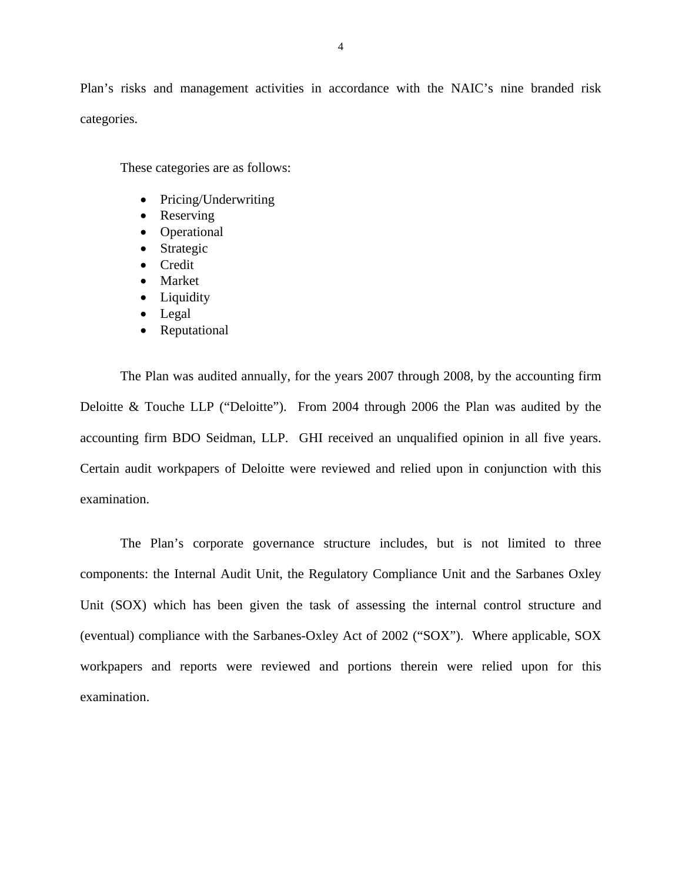Plan's risks and management activities in accordance with the NAIC's nine branded risk categories.

These categories are as follows:

- Pricing/Underwriting
- Reserving
- Operational
- Strategic
- Credit
- Market
- Liquidity
- Legal
- Reputational

The Plan was audited annually, for the years 2007 through 2008, by the accounting firm Deloitte & Touche LLP ("Deloitte"). From 2004 through 2006 the Plan was audited by the accounting firm BDO Seidman, LLP. GHI received an unqualified opinion in all five years. Certain audit workpapers of Deloitte were reviewed and relied upon in conjunction with this examination.

The Plan's corporate governance structure includes, but is not limited to three components: the Internal Audit Unit, the Regulatory Compliance Unit and the Sarbanes Oxley Unit (SOX) which has been given the task of assessing the internal control structure and (eventual) compliance with the Sarbanes-Oxley Act of 2002 ("SOX"). Where applicable, SOX workpapers and reports were reviewed and portions therein were relied upon for this examination.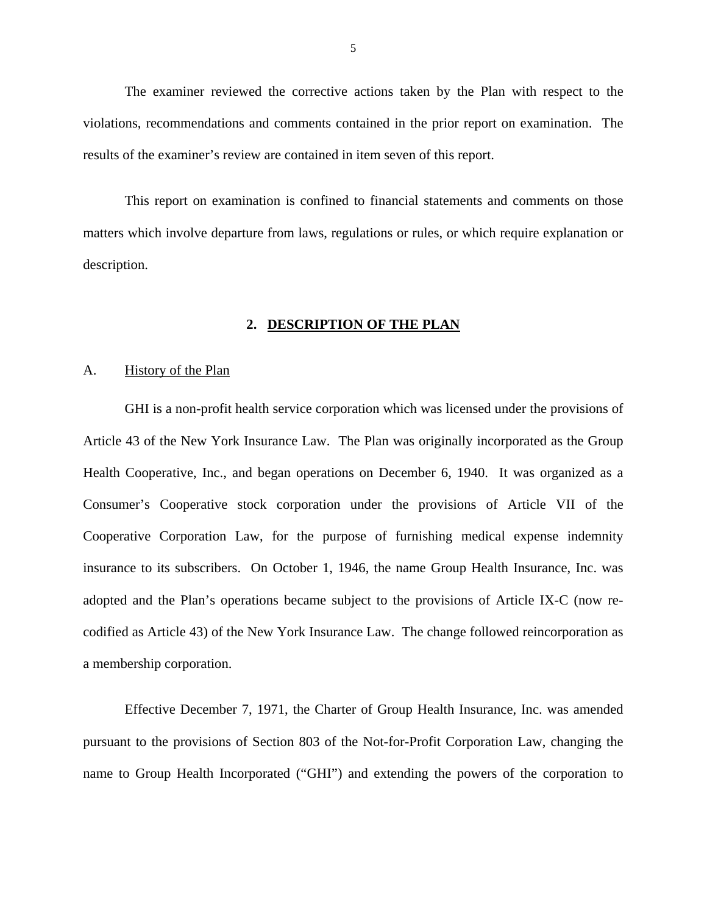The examiner reviewed the corrective actions taken by the Plan with respect to the violations, recommendations and comments contained in the prior report on examination. The results of the examiner's review are contained in item seven of this report.

This report on examination is confined to financial statements and comments on those matters which involve departure from laws, regulations or rules, or which require explanation or description.

## 2. DESCRIPTION OF THE PLAN

### A. History of the Plan

GHI is a non-profit health service corporation which was licensed under the provisions of Article 43 of the New York Insurance Law. The Plan was originally incorporated as the Group Health Cooperative, Inc., and began operations on December 6, 1940. It was organized as a Consumer's Cooperative stock corporation under the provisions of Article VII of the Cooperative Corporation Law, for the purpose of furnishing medical expense indemnity insurance to its subscribers. On October 1, 1946, the name Group Health Insurance, Inc. was adopted and the Plan's operations became subject to the provisions of Article IX-C (now re-codified as Article 43) of the New York Insurance Law. The change followed reincorporation as a membership corporation.

Effective December 7, 1971, the Charter of Group Health Insurance, Inc. was amended pursuant to the provisions of Section 803 of the Not-for-Profit Corporation Law, changing the name to Group Health Incorporated ("GHI") and extending the powers of the corporation to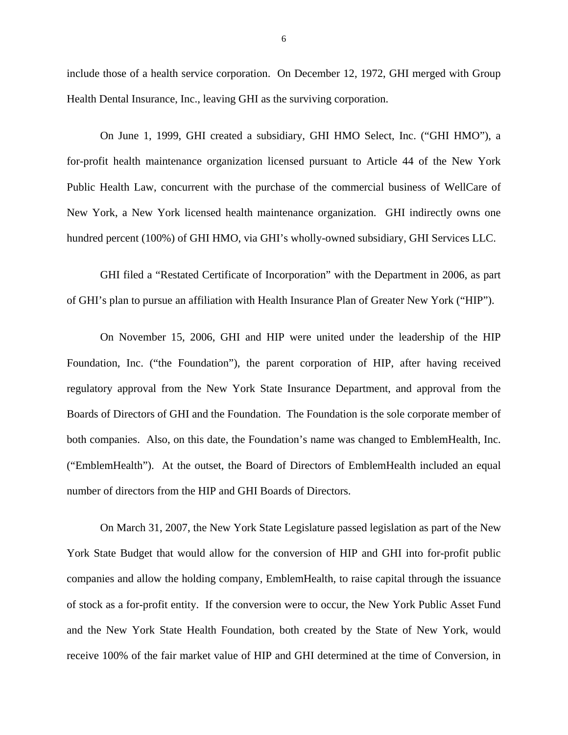include those of a health service corporation. On December 12, 1972, GHI merged with Group Health Dental Insurance, Inc., leaving GHI as the surviving corporation.

On June 1, 1999, GHI created a subsidiary, GHI HMO Select, Inc. ("GHI HMO"), a for-profit health maintenance organization licensed pursuant to Article 44 of the New York Public Health Law, concurrent with the purchase of the commercial business of WellCare of New York, a New York licensed health maintenance organization. GHI indirectly owns one hundred percent (100%) of GHI HMO, via GHI's wholly-owned subsidiary, GHI Services LLC.

GHI filed a "Restated Certificate of Incorporation" with the Department in 2006, as part of GHI's plan to pursue an affiliation with Health Insurance Plan of Greater New York ("HIP").

On November 15, 2006, GHI and HIP were united under the leadership of the HIP Foundation, Inc. ("the Foundation"), the parent corporation of HIP, after having received regulatory approval from the New York State Insurance Department, and approval from the Boards of Directors of GHI and the Foundation. The Foundation is the sole corporate member of both companies. Also, on this date, the Foundation's name was changed to EmblemHealth, Inc. ("EmblemHealth"). At the outset, the Board of Directors of EmblemHealth included an equal number of directors from the HIP and GHI Boards of Directors.

On March 31, 2007, the New York State Legislature passed legislation as part of the New York State Budget that would allow for the conversion of HIP and GHI into for-profit public companies and allow the holding company, EmblemHealth, to raise capital through the issuance of stock as a for-profit entity. If the conversion were to occur, the New York Public Asset Fund and the New York State Health Foundation, both created by the State of New York, would receive 100% of the fair market value of HIP and GHI determined at the time of Conversion, in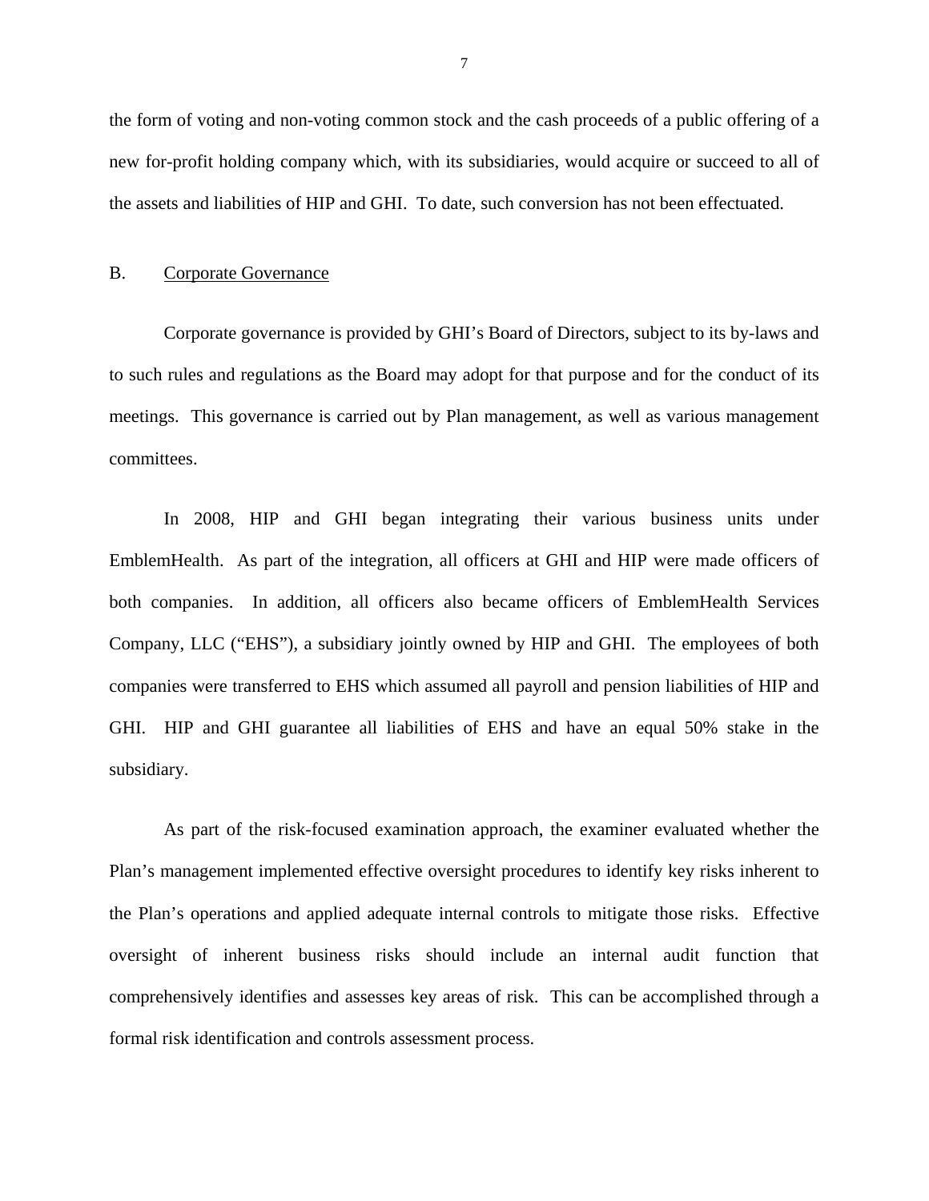the form of voting and non-voting common stock and the cash proceeds of a public offering of a new for-profit holding company which, with its subsidiaries, would acquire or succeed to all of the assets and liabilities of HIP and GHI. To date, such conversion has not been effectuated.

## B. Corporate Governance

Corporate governance is provided by GHI's Board of Directors, subject to its by-laws and to such rules and regulations as the Board may adopt for that purpose and for the conduct of its meetings. This governance is carried out by Plan management, as well as various management committees.

In 2008, HIP and GHI began integrating their various business units under EmblemHealth. As part of the integration, all officers at GHI and HIP were made officers of both companies. In addition, all officers also became officers of EmblemHealth Services Company, LLC ("EHS"), a subsidiary jointly owned by HIP and GHI. The employees of both companies were transferred to EHS which assumed all payroll and pension liabilities of HIP and GHI. HIP and GHI guarantee all liabilities of EHS and have an equal 50% stake in the subsidiary.

As part of the risk-focused examination approach, the examiner evaluated whether the Plan's management implemented effective oversight procedures to identify key risks inherent to the Plan's operations and applied adequate internal controls to mitigate those risks. Effective oversight of inherent business risks should include an internal audit function that comprehensively identifies and assesses key areas of risk. This can be accomplished through a formal risk identification and controls assessment process.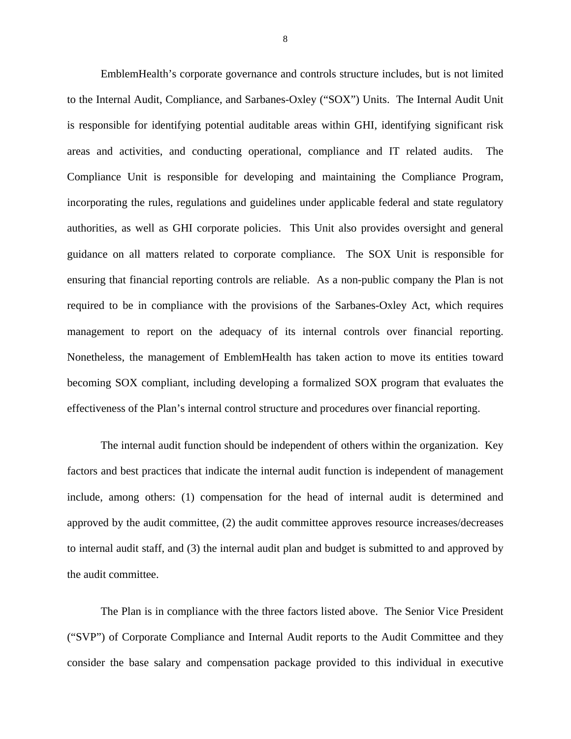EmblemHealth's corporate governance and controls structure includes, but is not limited to the Internal Audit, Compliance, and Sarbanes-Oxley ("SOX") Units. The Internal Audit Unit is responsible for identifying potential auditable areas within GHI, identifying significant risk areas and activities, and conducting operational, compliance and IT related audits. The Compliance Unit is responsible for developing and maintaining the Compliance Program, incorporating the rules, regulations and guidelines under applicable federal and state regulatory authorities, as well as GHI corporate policies. This Unit also provides oversight and general guidance on all matters related to corporate compliance. The SOX Unit is responsible for ensuring that financial reporting controls are reliable. As a non-public company the Plan is not required to be in compliance with the provisions of the Sarbanes-Oxley Act, which requires management to report on the adequacy of its internal controls over financial reporting. Nonetheless, the management of EmblemHealth has taken action to move its entities toward becoming SOX compliant, including developing a formalized SOX program that evaluates the effectiveness of the Plan's internal control structure and procedures over financial reporting.

The internal audit function should be independent of others within the organization. Key factors and best practices that indicate the internal audit function is independent of management include, among others: (1) compensation for the head of internal audit is determined and approved by the audit committee, (2) the audit committee approves resource increases/decreases to internal audit staff, and (3) the internal audit plan and budget is submitted to and approved by the audit committee.

The Plan is in compliance with the three factors listed above. The Senior Vice President ("SVP") of Corporate Compliance and Internal Audit reports to the Audit Committee and they consider the base salary and compensation package provided to this individual in executive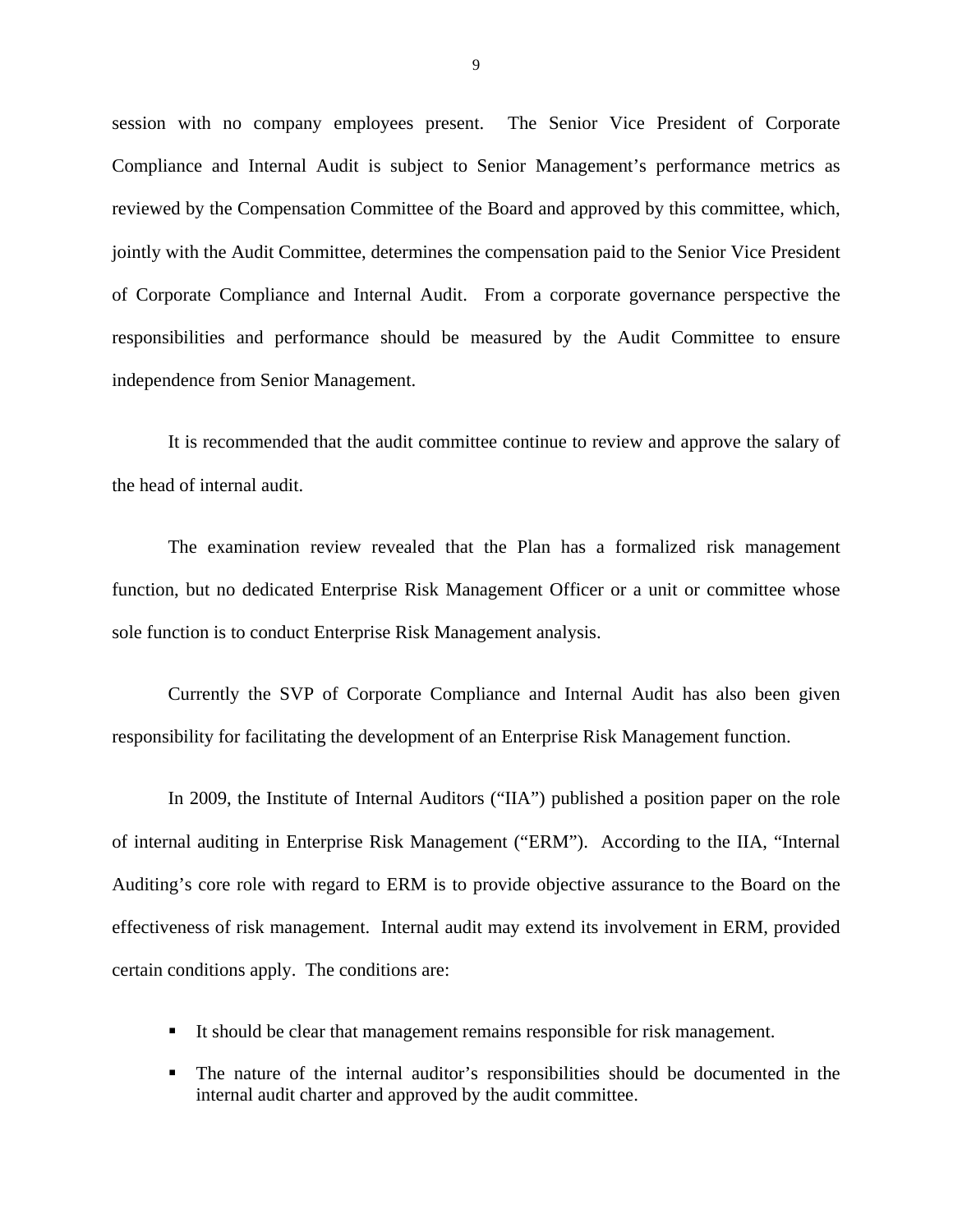session with no company employees present. The Senior Vice President of Corporate Compliance and Internal Audit is subject to Senior Management's performance metrics as reviewed by the Compensation Committee of the Board and approved by this committee, which, jointly with the Audit Committee, determines the compensation paid to the Senior Vice President of Corporate Compliance and Internal Audit. From a corporate governance perspective the responsibilities and performance should be measured by the Audit Committee to ensure independence from Senior Management.

It is recommended that the audit committee continue to review and approve the salary of the head of internal audit.

The examination review revealed that the Plan has a formalized risk management function, but no dedicated Enterprise Risk Management Officer or a unit or committee whose sole function is to conduct Enterprise Risk Management analysis.

Currently the SVP of Corporate Compliance and Internal Audit has also been given responsibility for facilitating the development of an Enterprise Risk Management function.

In 2009, the Institute of Internal Auditors ("IIA") published a position paper on the role of internal auditing in Enterprise Risk Management ("ERM"). According to the IIA, "Internal Auditing's core role with regard to ERM is to provide objective assurance to the Board on the effectiveness of risk management. Internal audit may extend its involvement in ERM, provided certain conditions apply. The conditions are:

- It should be clear that management remains responsible for risk management.
- The nature of the internal auditor's responsibilities should be documented in the internal audit charter and approved by the audit committee.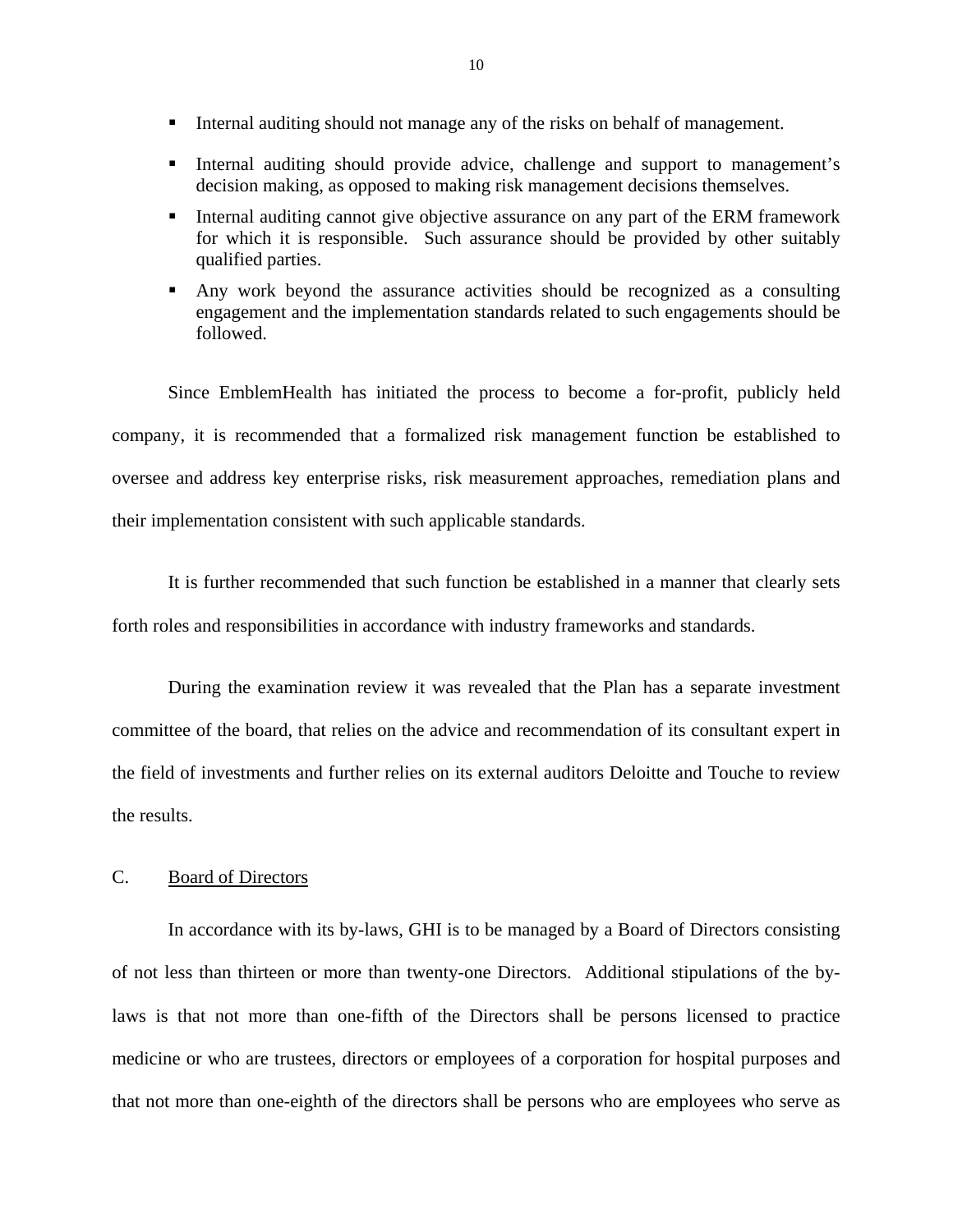- Internal auditing should not manage any of the risks on behalf of management.
- Internal auditing should provide advice, challenge and support to management's decision making, as opposed to making risk management decisions themselves.
- Internal auditing cannot give objective assurance on any part of the ERM framework for which it is responsible. Such assurance should be provided by other suitably qualified parties.
- Any work beyond the assurance activities should be recognized as a consulting engagement and the implementation standards related to such engagements should be followed.

Since EmblemHealth has initiated the process to become a for-profit, publicly held company, it is recommended that a formalized risk management function be established to oversee and address key enterprise risks, risk measurement approaches, remediation plans and their implementation consistent with such applicable standards.

It is further recommended that such function be established in a manner that clearly sets forth roles and responsibilities in accordance with industry frameworks and standards.

During the examination review it was revealed that the Plan has a separate investment committee of the board, that relies on the advice and recommendation of its consultant expert in the field of investments and further relies on its external auditors Deloitte and Touche to review the results.

## C. Board of Directors

In accordance with its by-laws, GHI is to be managed by a Board of Directors consisting of not less than thirteen or more than twenty-one Directors. Additional stipulations of the by-laws is that not more than one-fifth of the Directors shall be persons licensed to practice medicine or who are trustees, directors or employees of a corporation for hospital purposes and that not more than one-eighth of the directors shall be persons who are employees who serve as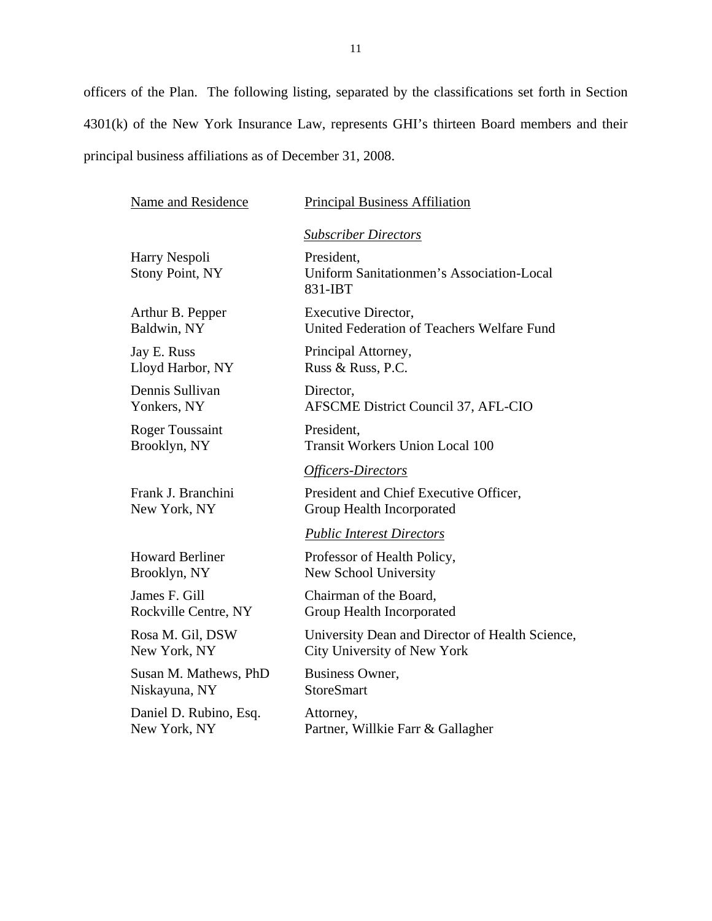officers of the Plan. The following listing, separated by the classifications set forth in Section 4301(k) of the New York Insurance Law, represents GHI's thirteen Board members and their principal business affiliations as of December 31, 2008.

| Name and Residence | Principal Business Affiliation |
|---|---|
| | *Subscriber Directors* |
| Harry Nespoli<br>Stony Point, NY | President,<br>Uniform Sanitationmen's Association-Local 831-IBT |
| Arthur B. Pepper<br>Baldwin, NY | Executive Director,<br>United Federation of Teachers Welfare Fund |
| Jay E. Russ<br>Lloyd Harbor, NY | Principal Attorney,<br>Russ & Russ, P.C. |
| Dennis Sullivan<br>Yonkers, NY | Director,<br>AFSCME District Council 37, AFL-CIO |
| Roger Toussaint<br>Brooklyn, NY | President,<br>Transit Workers Union Local 100 |
| | *Officers-Directors* |
| Frank J. Branchini<br>New York, NY | President and Chief Executive Officer,<br>Group Health Incorporated |
| | *Public Interest Directors* |
| Howard Berliner<br>Brooklyn, NY | Professor of Health Policy,<br>New School University |
| James F. Gill<br>Rockville Centre, NY | Chairman of the Board,<br>Group Health Incorporated |
| Rosa M. Gil, DSW<br>New York, NY | University Dean and Director of Health Science,<br>City University of New York |
| Susan M. Mathews, PhD<br>Niskayuna, NY | Business Owner,<br>StoreSmart |
| Daniel D. Rubino, Esq.<br>New York, NY | Attorney,<br>Partner, Willkie Farr & Gallagher |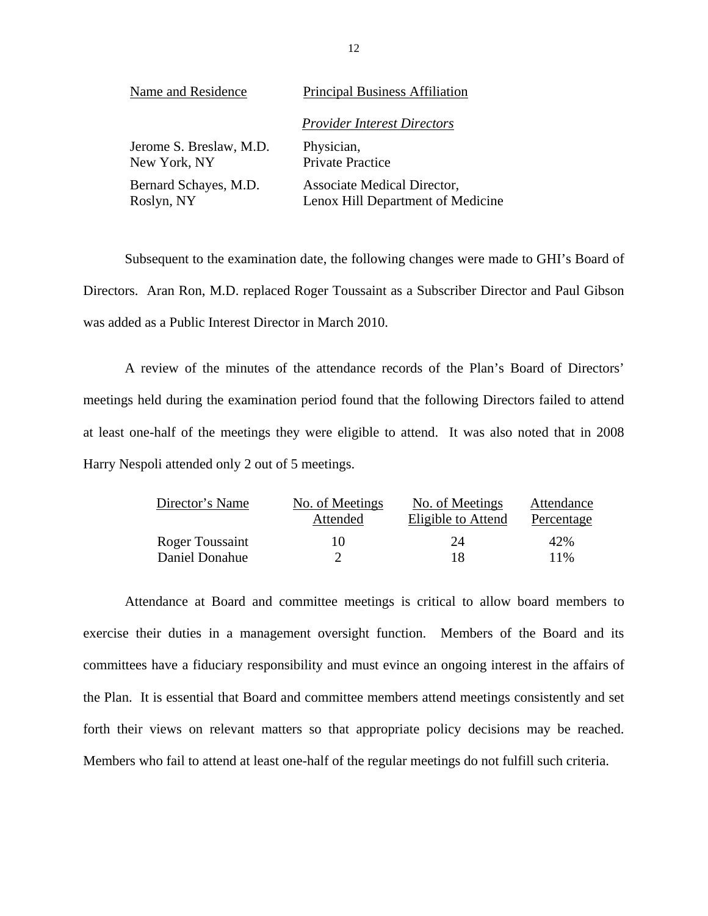| Name and Residence | Principal Business Affiliation |
|---|---|
| | *Provider Interest Directors* |
| Jerome S. Breslaw, M.D.<br>New York, NY | Physician,<br>Private Practice |
| Bernard Schayes, M.D.<br>Roslyn, NY | Associate Medical Director,<br>Lenox Hill Department of Medicine |

Subsequent to the examination date, the following changes were made to GHI's Board of Directors. Aran Ron, M.D. replaced Roger Toussaint as a Subscriber Director and Paul Gibson was added as a Public Interest Director in March 2010.

A review of the minutes of the attendance records of the Plan's Board of Directors' meetings held during the examination period found that the following Directors failed to attend at least one-half of the meetings they were eligible to attend. It was also noted that in 2008 Harry Nespoli attended only 2 out of 5 meetings.

| Director's Name | No. of Meetings Attended | No. of Meetings Eligible to Attend | Attendance Percentage |
|---|---|---|---|
| Roger Toussaint | 10 | 24 | 42% |
| Daniel Donahue | 2 | 18 | 11% |

Attendance at Board and committee meetings is critical to allow board members to exercise their duties in a management oversight function. Members of the Board and its committees have a fiduciary responsibility and must evince an ongoing interest in the affairs of the Plan. It is essential that Board and committee members attend meetings consistently and set forth their views on relevant matters so that appropriate policy decisions may be reached. Members who fail to attend at least one-half of the regular meetings do not fulfill such criteria.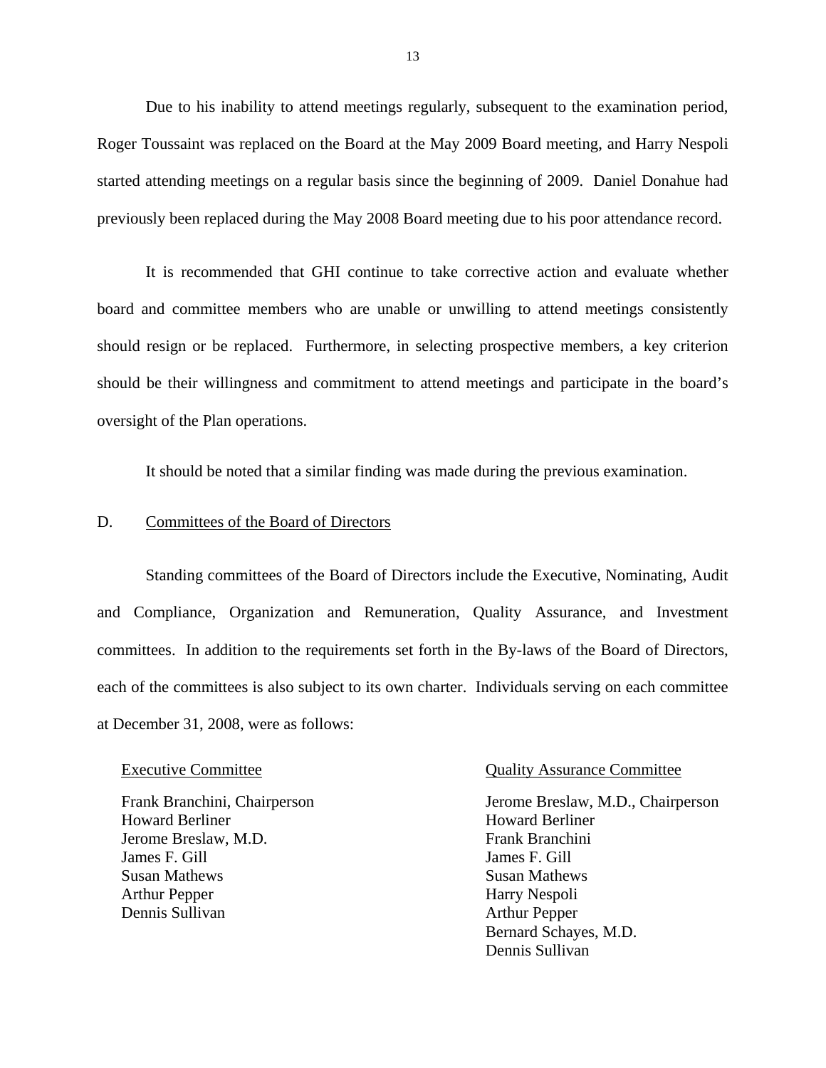Due to his inability to attend meetings regularly, subsequent to the examination period, Roger Toussaint was replaced on the Board at the May 2009 Board meeting, and Harry Nespoli started attending meetings on a regular basis since the beginning of 2009. Daniel Donahue had previously been replaced during the May 2008 Board meeting due to his poor attendance record.

It is recommended that GHI continue to take corrective action and evaluate whether board and committee members who are unable or unwilling to attend meetings consistently should resign or be replaced. Furthermore, in selecting prospective members, a key criterion should be their willingness and commitment to attend meetings and participate in the board's oversight of the Plan operations.

It should be noted that a similar finding was made during the previous examination.

## D. Committees of the Board of Directors

Standing committees of the Board of Directors include the Executive, Nominating, Audit and Compliance, Organization and Remuneration, Quality Assurance, and Investment committees. In addition to the requirements set forth in the By-laws of the Board of Directors, each of the committees is also subject to its own charter. Individuals serving on each committee at December 31, 2008, were as follows:

Executive Committee

Frank Branchini, Chairperson
Howard Berliner
Jerome Breslaw, M.D.
James F. Gill
Susan Mathews
Arthur Pepper
Dennis Sullivan

Quality Assurance Committee

Jerome Breslaw, M.D., Chairperson
Howard Berliner
Frank Branchini
James F. Gill
Susan Mathews
Harry Nespoli
Arthur Pepper
Bernard Schayes, M.D.
Dennis Sullivan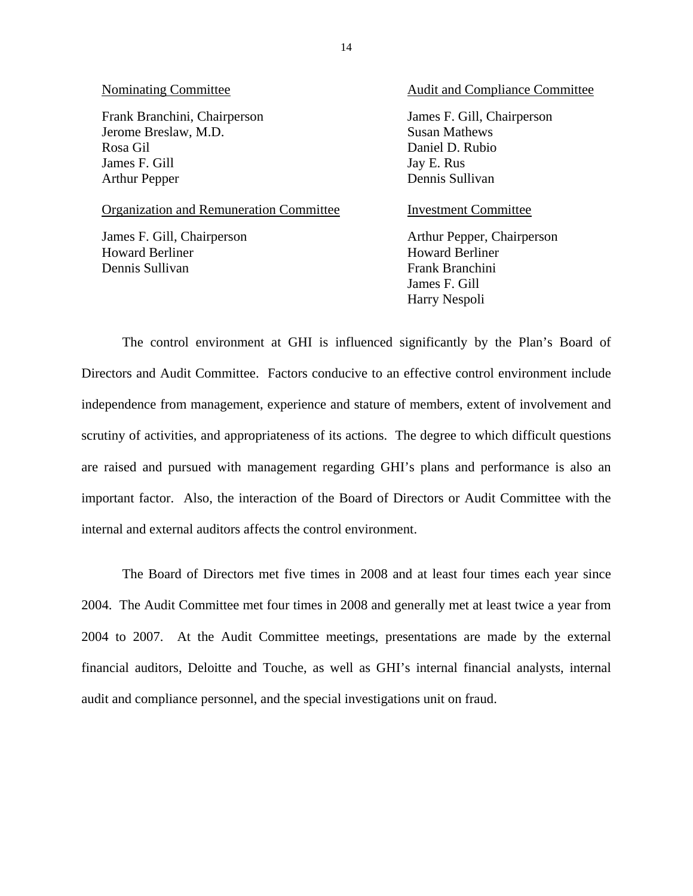Nominating Committee

Frank Branchini, Chairperson
Jerome Breslaw, M.D.
Rosa Gil
James F. Gill
Arthur Pepper

Organization and Remuneration Committee

James F. Gill, Chairperson
Howard Berliner
Dennis Sullivan

Audit and Compliance Committee

James F. Gill, Chairperson
Susan Mathews
Daniel D. Rubio
Jay E. Rus
Dennis Sullivan

Investment Committee

Arthur Pepper, Chairperson
Howard Berliner
Frank Branchini
James F. Gill
Harry Nespoli

The control environment at GHI is influenced significantly by the Plan's Board of Directors and Audit Committee. Factors conducive to an effective control environment include independence from management, experience and stature of members, extent of involvement and scrutiny of activities, and appropriateness of its actions. The degree to which difficult questions are raised and pursued with management regarding GHI's plans and performance is also an important factor. Also, the interaction of the Board of Directors or Audit Committee with the internal and external auditors affects the control environment.

The Board of Directors met five times in 2008 and at least four times each year since 2004. The Audit Committee met four times in 2008 and generally met at least twice a year from 2004 to 2007. At the Audit Committee meetings, presentations are made by the external financial auditors, Deloitte and Touche, as well as GHI's internal financial analysts, internal audit and compliance personnel, and the special investigations unit on fraud.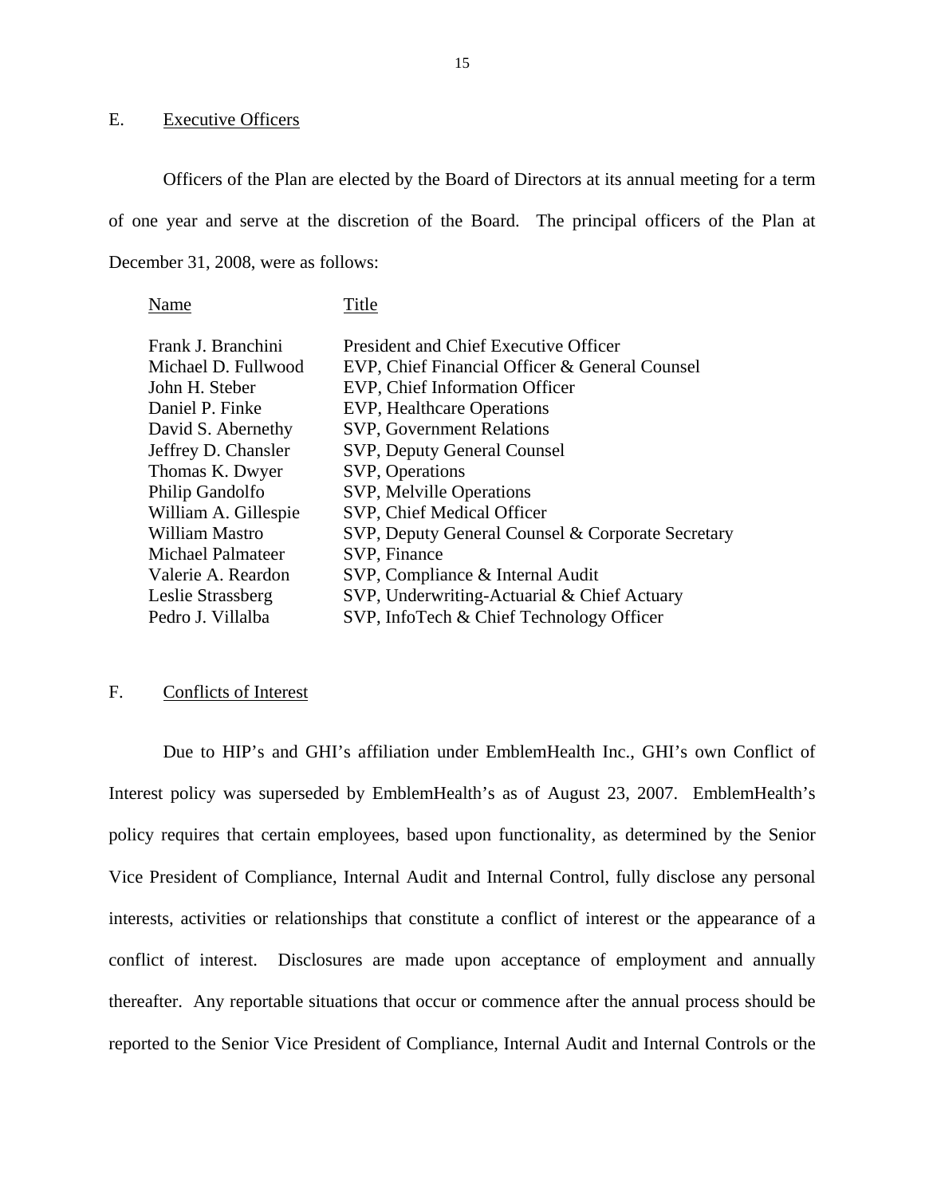## E. Executive Officers

Officers of the Plan are elected by the Board of Directors at its annual meeting for a term of one year and serve at the discretion of the Board. The principal officers of the Plan at December 31, 2008, were as follows:

| Name | Title |
|---|---|
| Frank J. Branchini | President and Chief Executive Officer |
| Michael D. Fullwood | EVP, Chief Financial Officer & General Counsel |
| John H. Steber | EVP, Chief Information Officer |
| Daniel P. Finke | EVP, Healthcare Operations |
| David S. Abernethy | SVP, Government Relations |
| Jeffrey D. Chansler | SVP, Deputy General Counsel |
| Thomas K. Dwyer | SVP, Operations |
| Philip Gandolfo | SVP, Melville Operations |
| William A. Gillespie | SVP, Chief Medical Officer |
| William Mastro | SVP, Deputy General Counsel & Corporate Secretary |
| Michael Palmateer | SVP, Finance |
| Valerie A. Reardon | SVP, Compliance & Internal Audit |
| Leslie Strassberg | SVP, Underwriting-Actuarial & Chief Actuary |
| Pedro J. Villalba | SVP, InfoTech & Chief Technology Officer |

## F. Conflicts of Interest

Due to HIP's and GHI's affiliation under EmblemHealth Inc., GHI's own Conflict of Interest policy was superseded by EmblemHealth's as of August 23, 2007. EmblemHealth's policy requires that certain employees, based upon functionality, as determined by the Senior Vice President of Compliance, Internal Audit and Internal Control, fully disclose any personal interests, activities or relationships that constitute a conflict of interest or the appearance of a conflict of interest. Disclosures are made upon acceptance of employment and annually thereafter. Any reportable situations that occur or commence after the annual process should be reported to the Senior Vice President of Compliance, Internal Audit and Internal Controls or the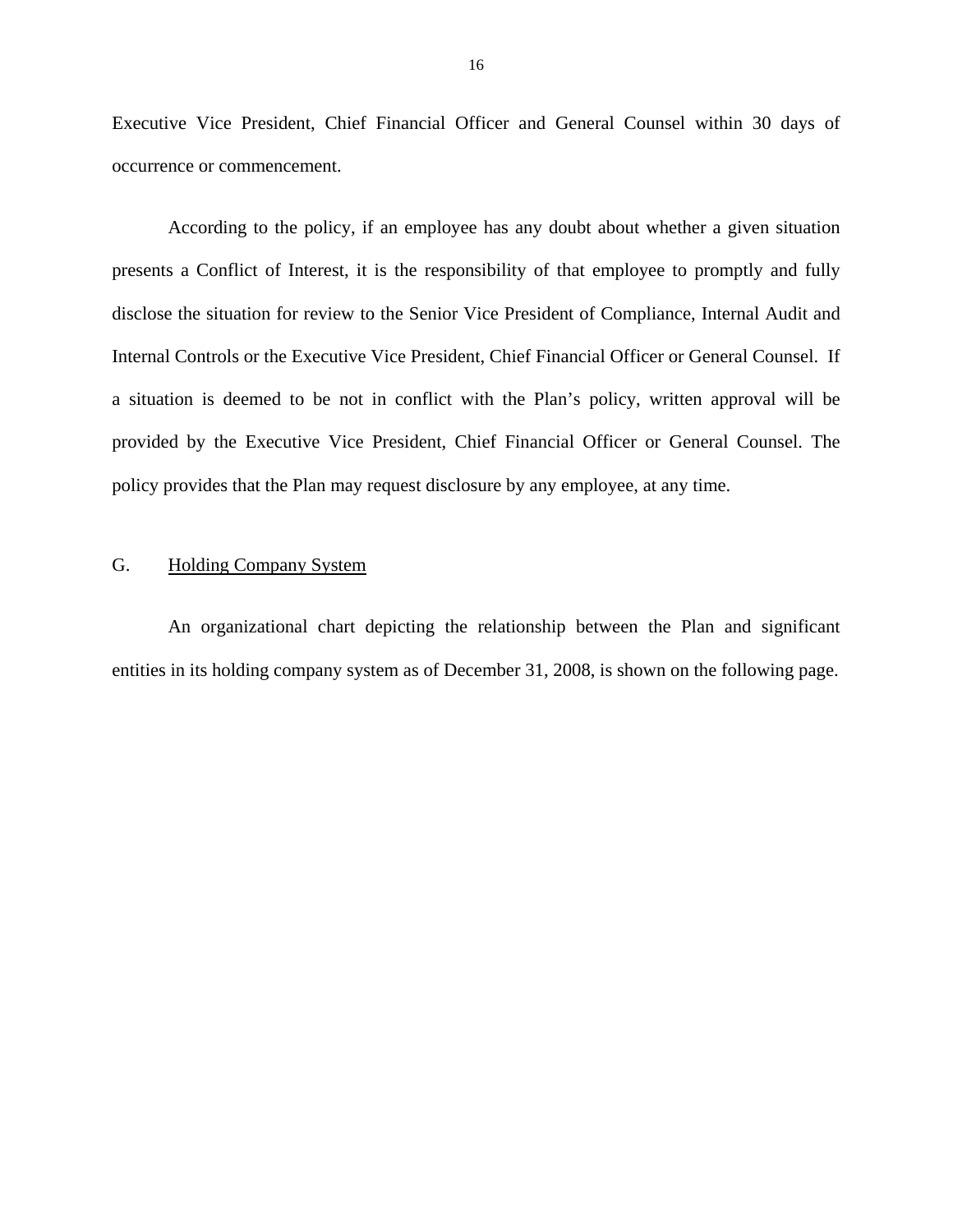Executive Vice President, Chief Financial Officer and General Counsel within 30 days of occurrence or commencement.

According to the policy, if an employee has any doubt about whether a given situation presents a Conflict of Interest, it is the responsibility of that employee to promptly and fully disclose the situation for review to the Senior Vice President of Compliance, Internal Audit and Internal Controls or the Executive Vice President, Chief Financial Officer or General Counsel. If a situation is deemed to be not in conflict with the Plan's policy, written approval will be provided by the Executive Vice President, Chief Financial Officer or General Counsel. The policy provides that the Plan may request disclosure by any employee, at any time.

## G. Holding Company System

An organizational chart depicting the relationship between the Plan and significant entities in its holding company system as of December 31, 2008, is shown on the following page.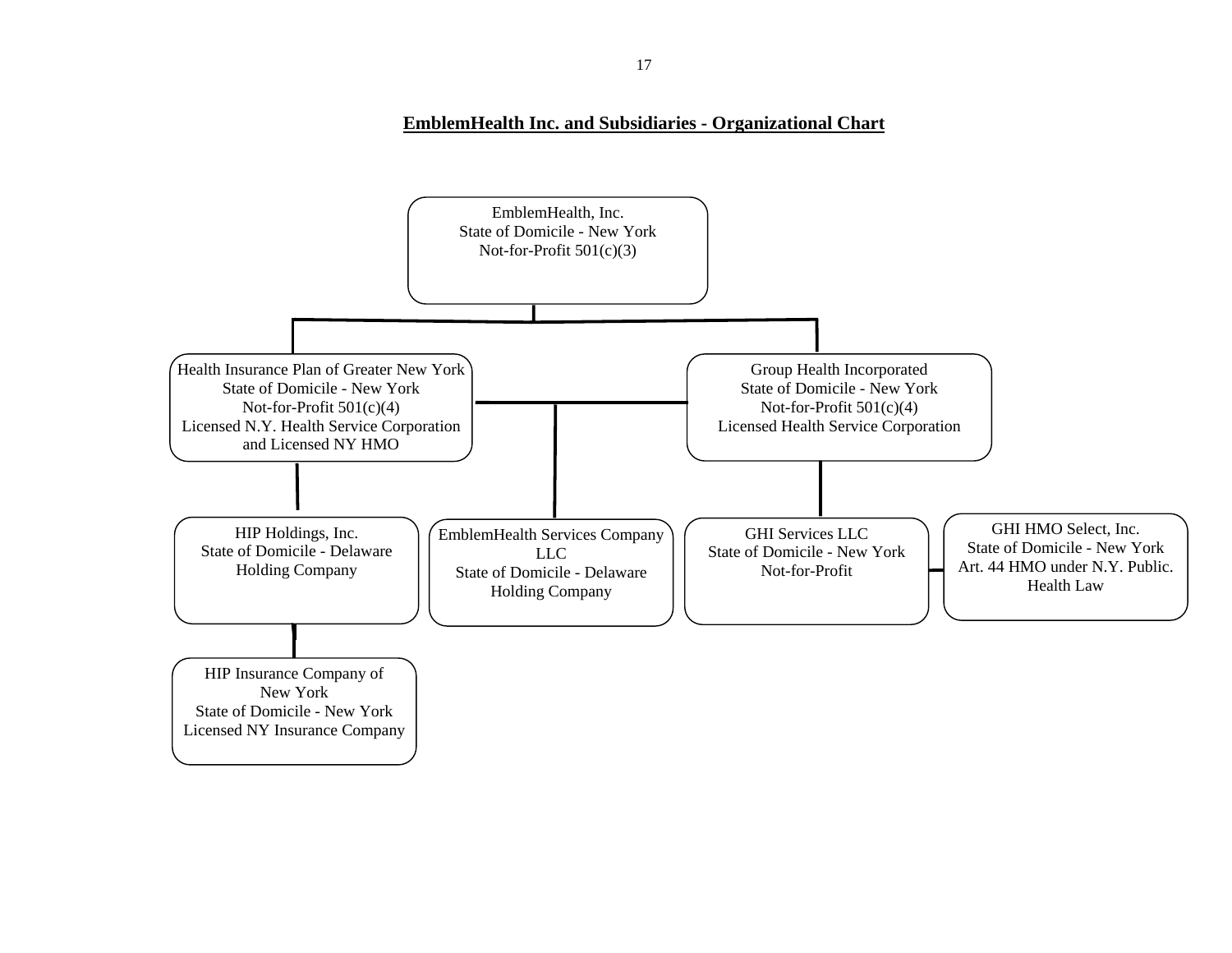## EmblemHealth Inc. and Subsidiaries - Organizational Chart

**EmblemHealth, Inc.**
State of Domicile - New York
Not-for-Profit 501(c)(3)

- **Health Insurance Plan of Greater New York**
  State of Domicile - New York
  Not-for-Profit 501(c)(4)
  Licensed N.Y. Health Service Corporation and Licensed NY HMO
  - **HIP Holdings, Inc.**
    State of Domicile - Delaware
    Holding Company
    - **HIP Insurance Company of New York**
      State of Domicile - New York
      Licensed NY Insurance Company
- **EmblemHealth Services Company LLC** (jointly held by Health Insurance Plan of Greater New York and Group Health Incorporated)
  State of Domicile - Delaware
  Holding Company
- **Group Health Incorporated**
  State of Domicile - New York
  Not-for-Profit 501(c)(4)
  Licensed Health Service Corporation
  - **GHI Services LLC**
    State of Domicile - New York
    Not-for-Profit
  - **GHI HMO Select, Inc.**
    State of Domicile - New York
    Art. 44 HMO under N.Y. Public. Health Law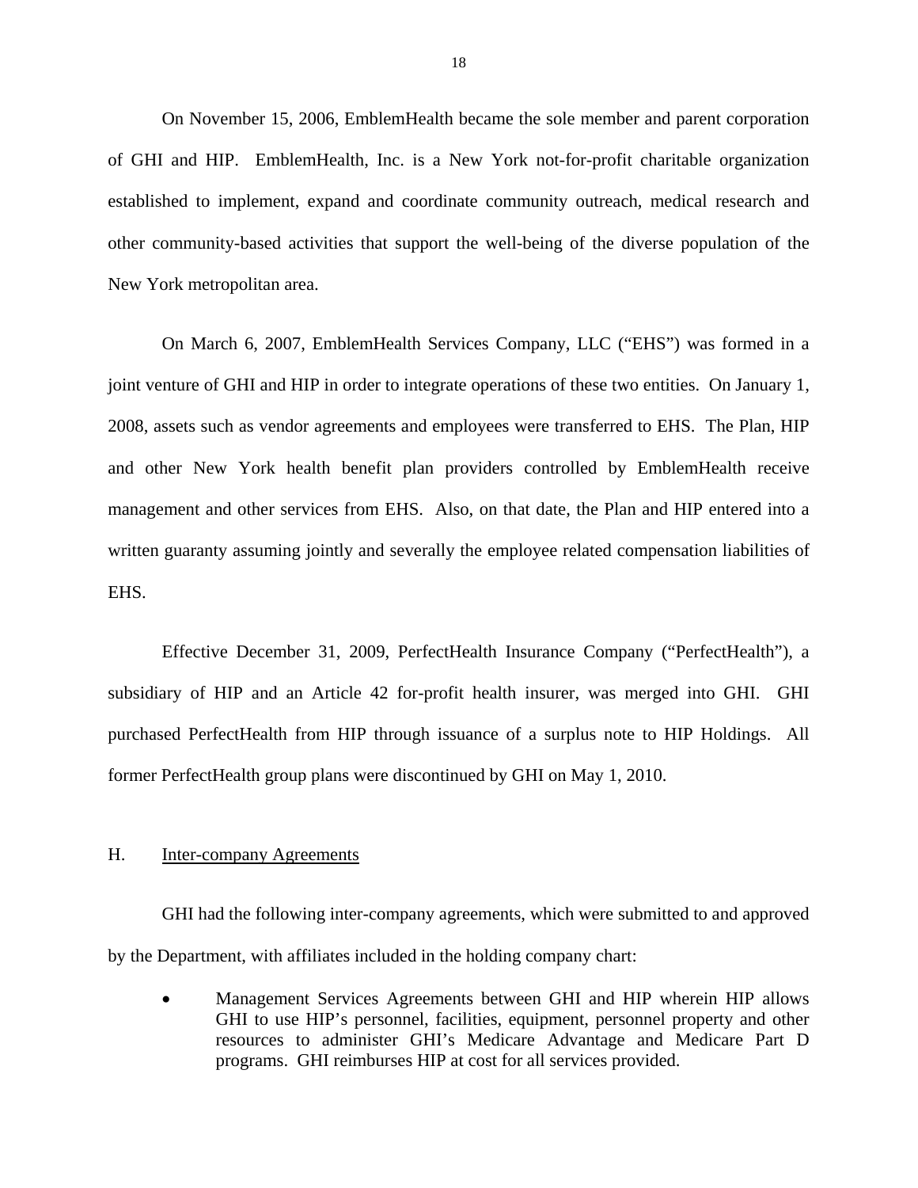On November 15, 2006, EmblemHealth became the sole member and parent corporation of GHI and HIP. EmblemHealth, Inc. is a New York not-for-profit charitable organization established to implement, expand and coordinate community outreach, medical research and other community-based activities that support the well-being of the diverse population of the New York metropolitan area.

On March 6, 2007, EmblemHealth Services Company, LLC ("EHS") was formed in a joint venture of GHI and HIP in order to integrate operations of these two entities. On January 1, 2008, assets such as vendor agreements and employees were transferred to EHS. The Plan, HIP and other New York health benefit plan providers controlled by EmblemHealth receive management and other services from EHS. Also, on that date, the Plan and HIP entered into a written guaranty assuming jointly and severally the employee related compensation liabilities of EHS.

Effective December 31, 2009, PerfectHealth Insurance Company ("PerfectHealth"), a subsidiary of HIP and an Article 42 for-profit health insurer, was merged into GHI. GHI purchased PerfectHealth from HIP through issuance of a surplus note to HIP Holdings. All former PerfectHealth group plans were discontinued by GHI on May 1, 2010.

## H. Inter-company Agreements

GHI had the following inter-company agreements, which were submitted to and approved by the Department, with affiliates included in the holding company chart:

- Management Services Agreements between GHI and HIP wherein HIP allows GHI to use HIP's personnel, facilities, equipment, personnel property and other resources to administer GHI's Medicare Advantage and Medicare Part D programs. GHI reimburses HIP at cost for all services provided.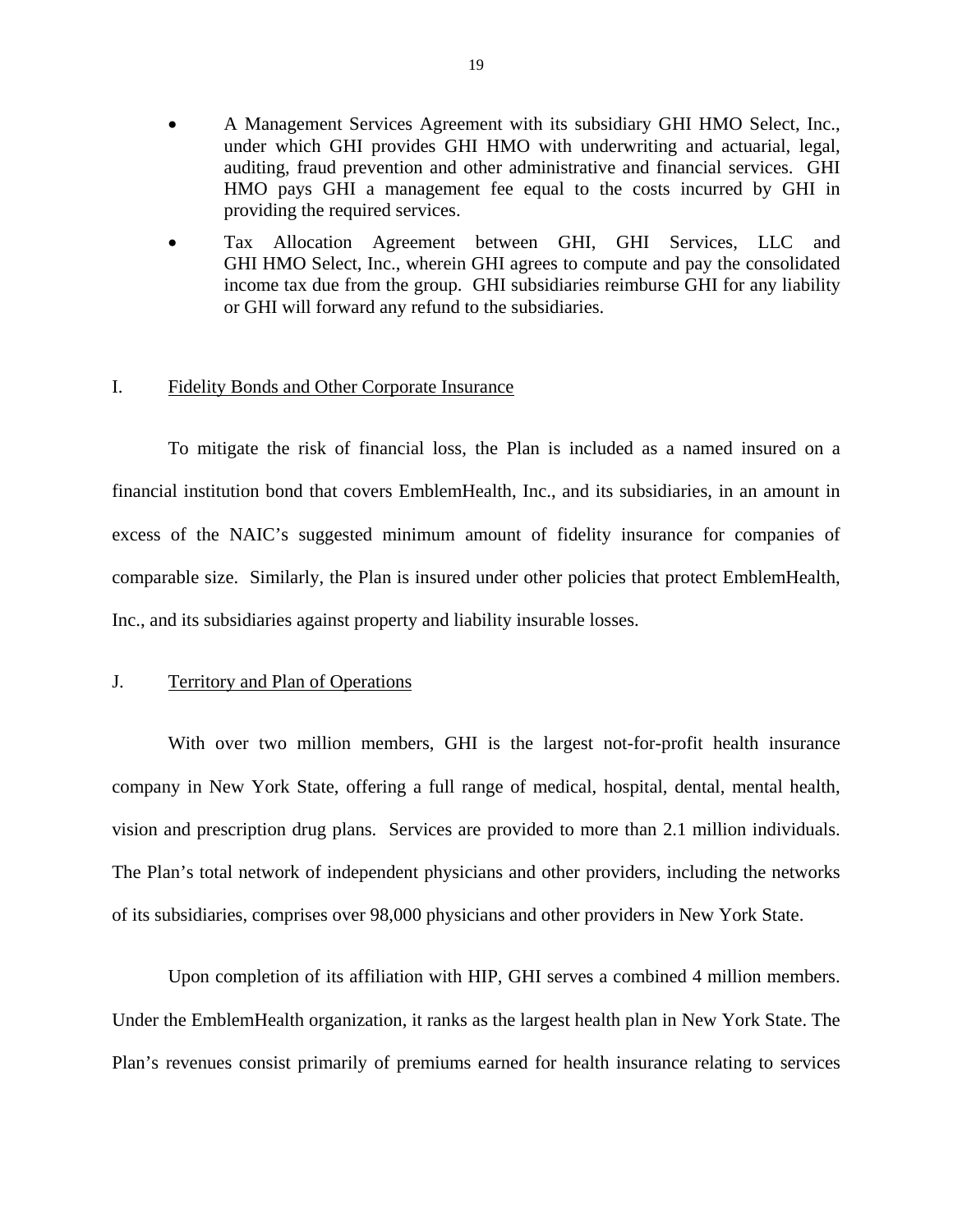- A Management Services Agreement with its subsidiary GHI HMO Select, Inc., under which GHI provides GHI HMO with underwriting and actuarial, legal, auditing, fraud prevention and other administrative and financial services. GHI HMO pays GHI a management fee equal to the costs incurred by GHI in providing the required services.
- Tax Allocation Agreement between GHI, GHI Services, LLC and GHI HMO Select, Inc., wherein GHI agrees to compute and pay the consolidated income tax due from the group. GHI subsidiaries reimburse GHI for any liability or GHI will forward any refund to the subsidiaries.

## I. Fidelity Bonds and Other Corporate Insurance

To mitigate the risk of financial loss, the Plan is included as a named insured on a financial institution bond that covers EmblemHealth, Inc., and its subsidiaries, in an amount in excess of the NAIC's suggested minimum amount of fidelity insurance for companies of comparable size. Similarly, the Plan is insured under other policies that protect EmblemHealth, Inc., and its subsidiaries against property and liability insurable losses.

## J. Territory and Plan of Operations

With over two million members, GHI is the largest not-for-profit health insurance company in New York State, offering a full range of medical, hospital, dental, mental health, vision and prescription drug plans. Services are provided to more than 2.1 million individuals. The Plan's total network of independent physicians and other providers, including the networks of its subsidiaries, comprises over 98,000 physicians and other providers in New York State.

Upon completion of its affiliation with HIP, GHI serves a combined 4 million members. Under the EmblemHealth organization, it ranks as the largest health plan in New York State. The Plan's revenues consist primarily of premiums earned for health insurance relating to services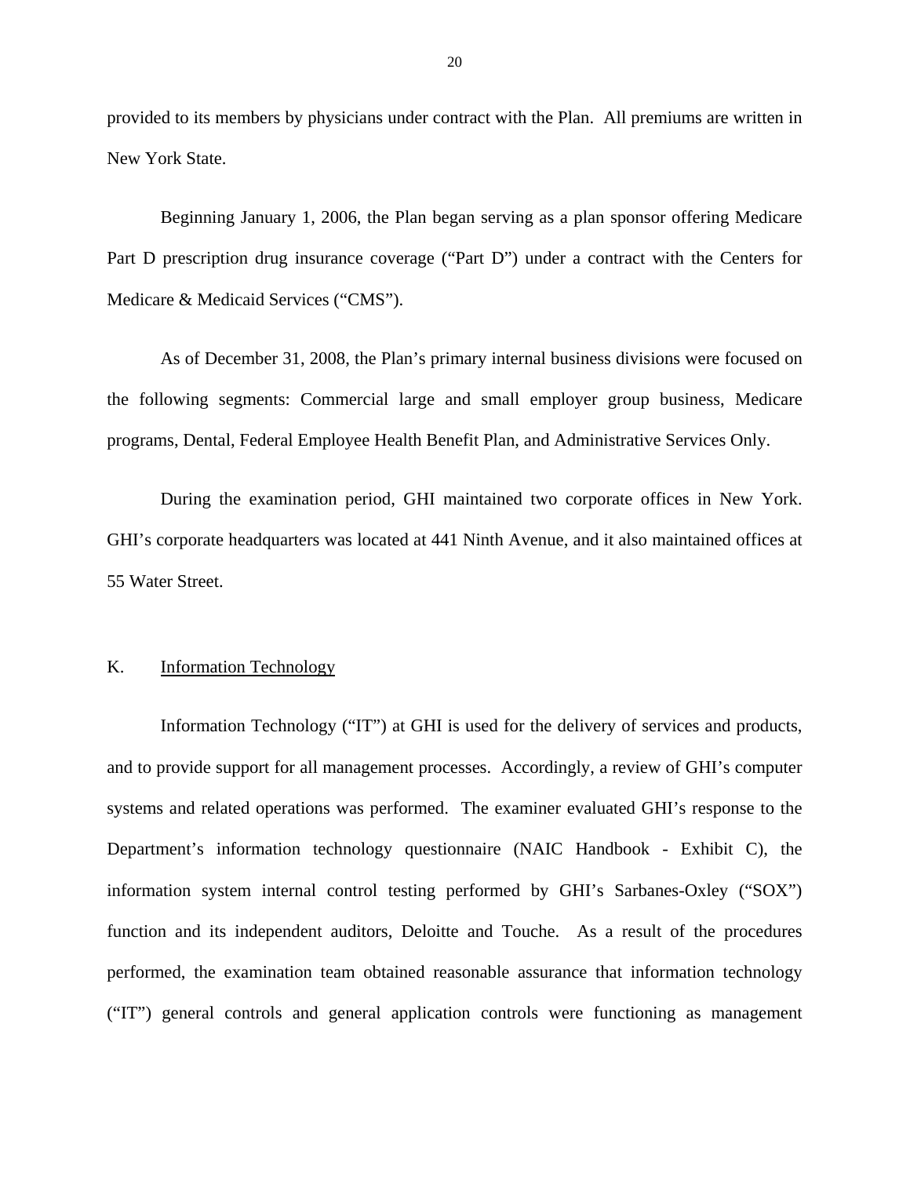provided to its members by physicians under contract with the Plan. All premiums are written in New York State.

Beginning January 1, 2006, the Plan began serving as a plan sponsor offering Medicare Part D prescription drug insurance coverage ("Part D") under a contract with the Centers for Medicare & Medicaid Services ("CMS").

As of December 31, 2008, the Plan's primary internal business divisions were focused on the following segments: Commercial large and small employer group business, Medicare programs, Dental, Federal Employee Health Benefit Plan, and Administrative Services Only.

During the examination period, GHI maintained two corporate offices in New York. GHI's corporate headquarters was located at 441 Ninth Avenue, and it also maintained offices at 55 Water Street.

## K. Information Technology

Information Technology ("IT") at GHI is used for the delivery of services and products, and to provide support for all management processes. Accordingly, a review of GHI's computer systems and related operations was performed. The examiner evaluated GHI's response to the Department's information technology questionnaire (NAIC Handbook - Exhibit C), the information system internal control testing performed by GHI's Sarbanes-Oxley ("SOX") function and its independent auditors, Deloitte and Touche. As a result of the procedures performed, the examination team obtained reasonable assurance that information technology ("IT") general controls and general application controls were functioning as management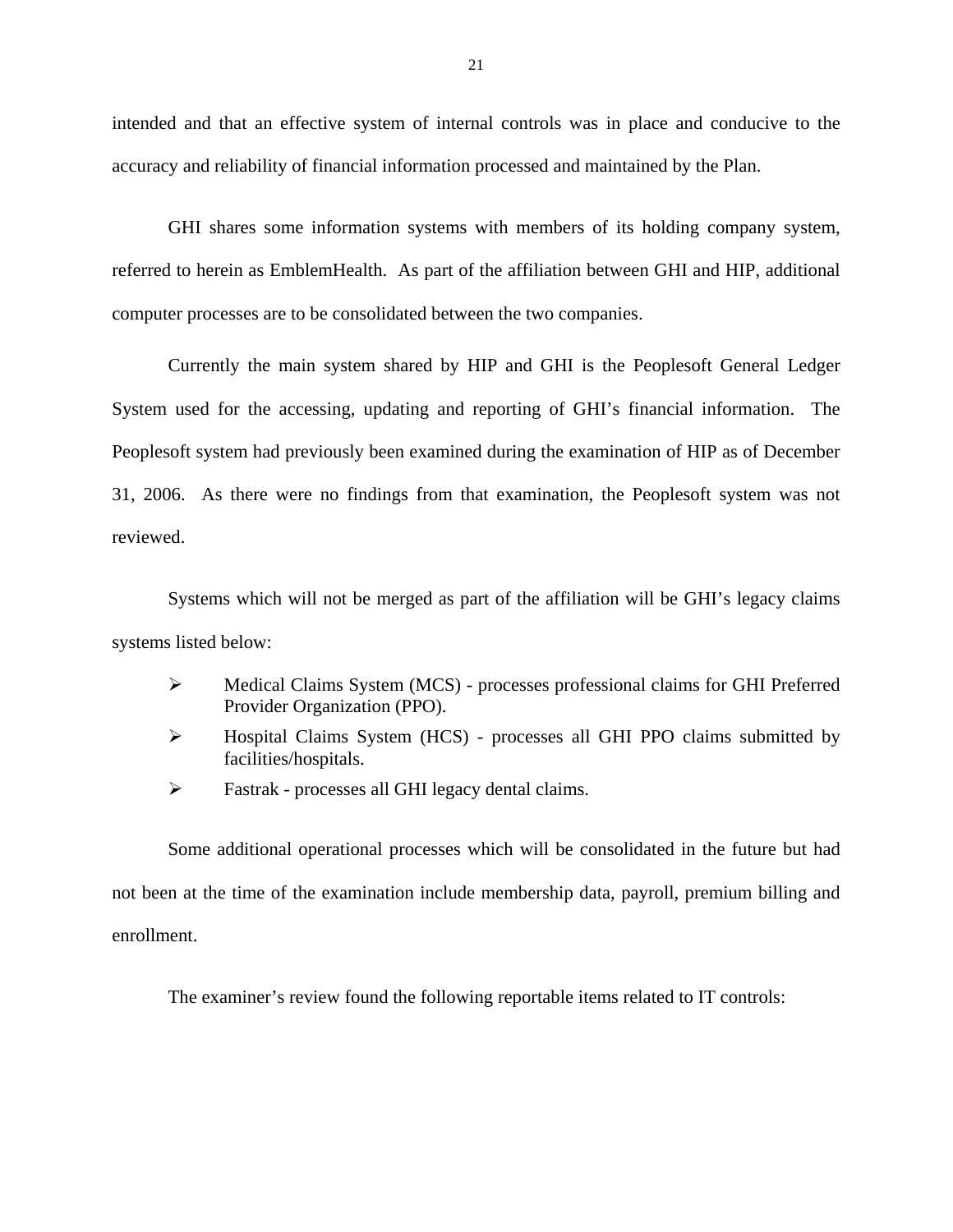intended and that an effective system of internal controls was in place and conducive to the accuracy and reliability of financial information processed and maintained by the Plan.

GHI shares some information systems with members of its holding company system, referred to herein as EmblemHealth. As part of the affiliation between GHI and HIP, additional computer processes are to be consolidated between the two companies.

Currently the main system shared by HIP and GHI is the Peoplesoft General Ledger System used for the accessing, updating and reporting of GHI's financial information. The Peoplesoft system had previously been examined during the examination of HIP as of December 31, 2006. As there were no findings from that examination, the Peoplesoft system was not reviewed.

Systems which will not be merged as part of the affiliation will be GHI's legacy claims systems listed below:

- Medical Claims System (MCS) - processes professional claims for GHI Preferred Provider Organization (PPO).
- Hospital Claims System (HCS) - processes all GHI PPO claims submitted by facilities/hospitals.
- Fastrak - processes all GHI legacy dental claims.

Some additional operational processes which will be consolidated in the future but had not been at the time of the examination include membership data, payroll, premium billing and enrollment.

The examiner's review found the following reportable items related to IT controls: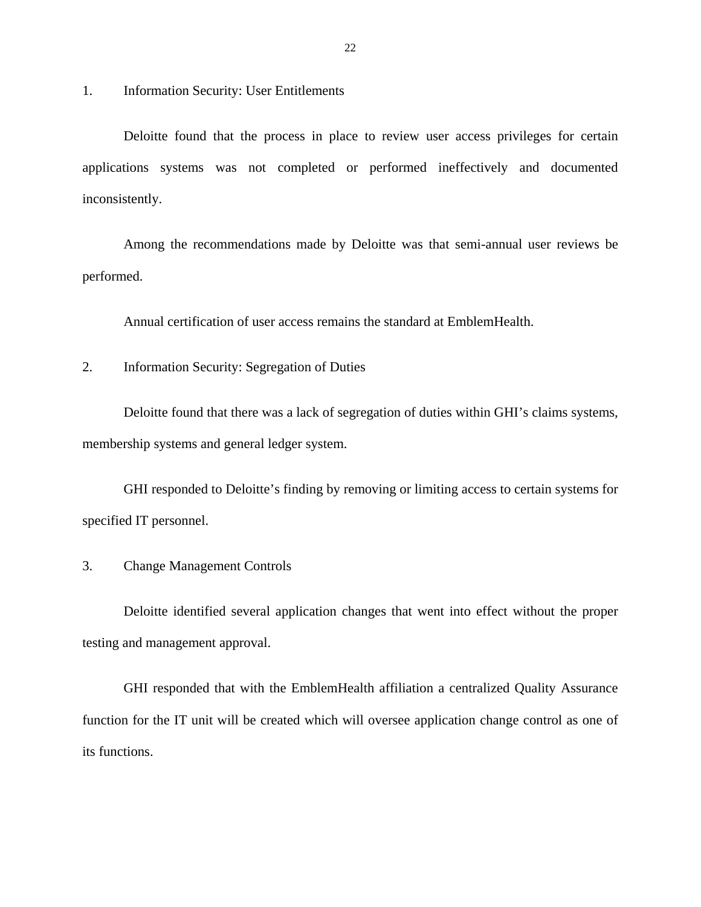1. Information Security: User Entitlements

Deloitte found that the process in place to review user access privileges for certain applications systems was not completed or performed ineffectively and documented inconsistently.

Among the recommendations made by Deloitte was that semi-annual user reviews be performed.

Annual certification of user access remains the standard at EmblemHealth.

2. Information Security: Segregation of Duties

Deloitte found that there was a lack of segregation of duties within GHI's claims systems, membership systems and general ledger system.

GHI responded to Deloitte's finding by removing or limiting access to certain systems for specified IT personnel.

3. Change Management Controls

Deloitte identified several application changes that went into effect without the proper testing and management approval.

GHI responded that with the EmblemHealth affiliation a centralized Quality Assurance function for the IT unit will be created which will oversee application change control as one of its functions.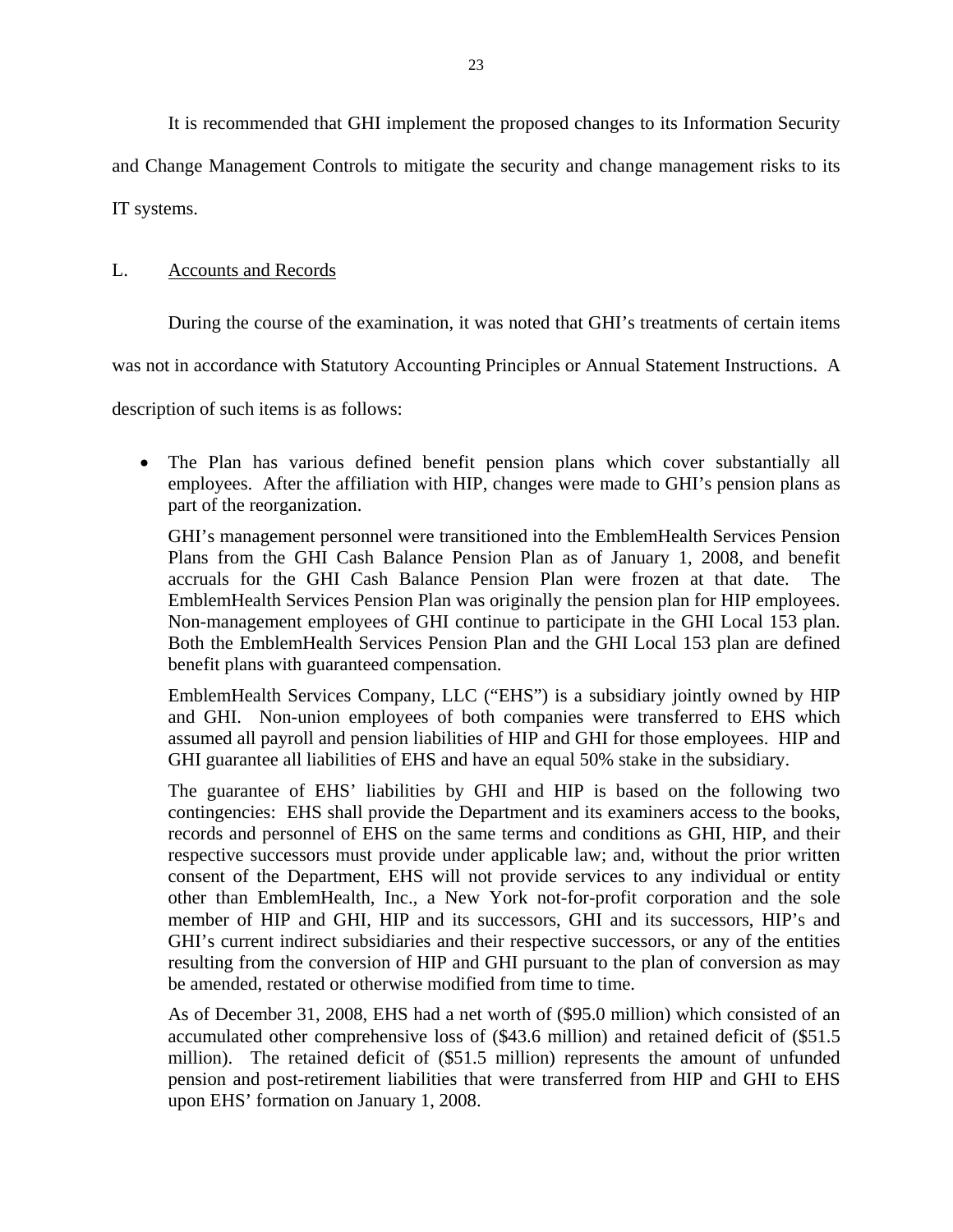It is recommended that GHI implement the proposed changes to its Information Security and Change Management Controls to mitigate the security and change management risks to its IT systems.

## L. Accounts and Records

During the course of the examination, it was noted that GHI's treatments of certain items was not in accordance with Statutory Accounting Principles or Annual Statement Instructions. A description of such items is as follows:

- The Plan has various defined benefit pension plans which cover substantially all employees. After the affiliation with HIP, changes were made to GHI's pension plans as part of the reorganization.

  GHI's management personnel were transitioned into the EmblemHealth Services Pension Plans from the GHI Cash Balance Pension Plan as of January 1, 2008, and benefit accruals for the GHI Cash Balance Pension Plan were frozen at that date. The EmblemHealth Services Pension Plan was originally the pension plan for HIP employees. Non-management employees of GHI continue to participate in the GHI Local 153 plan. Both the EmblemHealth Services Pension Plan and the GHI Local 153 plan are defined benefit plans with guaranteed compensation.

  EmblemHealth Services Company, LLC ("EHS") is a subsidiary jointly owned by HIP and GHI. Non-union employees of both companies were transferred to EHS which assumed all payroll and pension liabilities of HIP and GHI for those employees. HIP and GHI guarantee all liabilities of EHS and have an equal 50% stake in the subsidiary.

  The guarantee of EHS' liabilities by GHI and HIP is based on the following two contingencies: EHS shall provide the Department and its examiners access to the books, records and personnel of EHS on the same terms and conditions as GHI, HIP, and their respective successors must provide under applicable law; and, without the prior written consent of the Department, EHS will not provide services to any individual or entity other than EmblemHealth, Inc., a New York not-for-profit corporation and the sole member of HIP and GHI, HIP and its successors, GHI and its successors, HIP's and GHI's current indirect subsidiaries and their respective successors, or any of the entities resulting from the conversion of HIP and GHI pursuant to the plan of conversion as may be amended, restated or otherwise modified from time to time.

  As of December 31, 2008, EHS had a net worth of ($95.0 million) which consisted of an accumulated other comprehensive loss of ($43.6 million) and retained deficit of ($51.5 million). The retained deficit of ($51.5 million) represents the amount of unfunded pension and post-retirement liabilities that were transferred from HIP and GHI to EHS upon EHS' formation on January 1, 2008.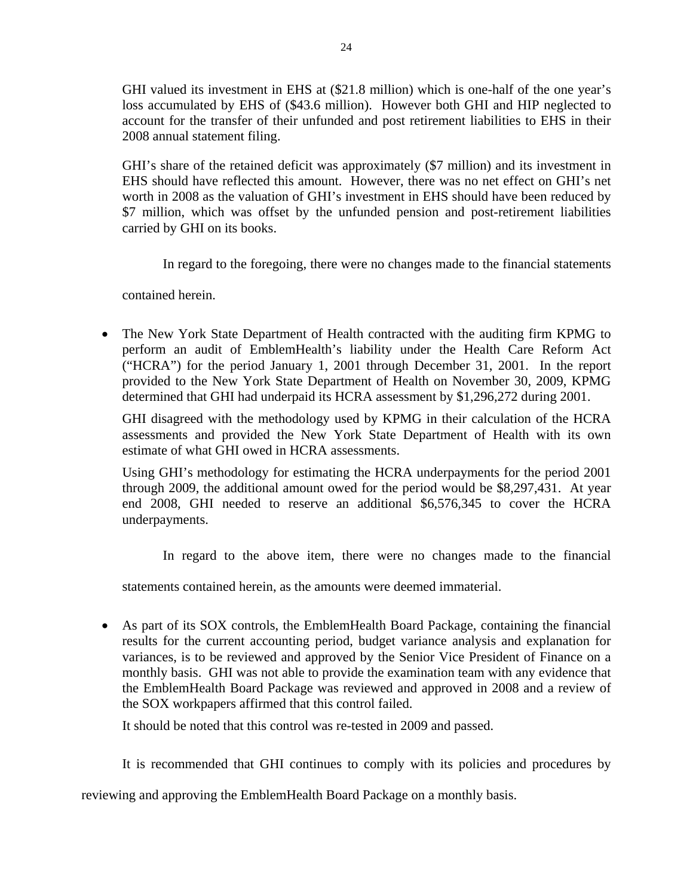GHI valued its investment in EHS at ($21.8 million) which is one-half of the one year's loss accumulated by EHS of ($43.6 million). However both GHI and HIP neglected to account for the transfer of their unfunded and post retirement liabilities to EHS in their 2008 annual statement filing.

GHI's share of the retained deficit was approximately ($7 million) and its investment in EHS should have reflected this amount. However, there was no net effect on GHI's net worth in 2008 as the valuation of GHI's investment in EHS should have been reduced by $7 million, which was offset by the unfunded pension and post-retirement liabilities carried by GHI on its books.

In regard to the foregoing, there were no changes made to the financial statements contained herein.

- The New York State Department of Health contracted with the auditing firm KPMG to perform an audit of EmblemHealth's liability under the Health Care Reform Act ("HCRA") for the period January 1, 2001 through December 31, 2001. In the report provided to the New York State Department of Health on November 30, 2009, KPMG determined that GHI had underpaid its HCRA assessment by $1,296,272 during 2001.

  GHI disagreed with the methodology used by KPMG in their calculation of the HCRA assessments and provided the New York State Department of Health with its own estimate of what GHI owed in HCRA assessments.

  Using GHI's methodology for estimating the HCRA underpayments for the period 2001 through 2009, the additional amount owed for the period would be $8,297,431. At year end 2008, GHI needed to reserve an additional $6,576,345 to cover the HCRA underpayments.

  In regard to the above item, there were no changes made to the financial statements contained herein, as the amounts were deemed immaterial.

- As part of its SOX controls, the EmblemHealth Board Package, containing the financial results for the current accounting period, budget variance analysis and explanation for variances, is to be reviewed and approved by the Senior Vice President of Finance on a monthly basis. GHI was not able to provide the examination team with any evidence that the EmblemHealth Board Package was reviewed and approved in 2008 and a review of the SOX workpapers affirmed that this control failed.

  It should be noted that this control was re-tested in 2009 and passed.

It is recommended that GHI continues to comply with its policies and procedures by reviewing and approving the EmblemHealth Board Package on a monthly basis.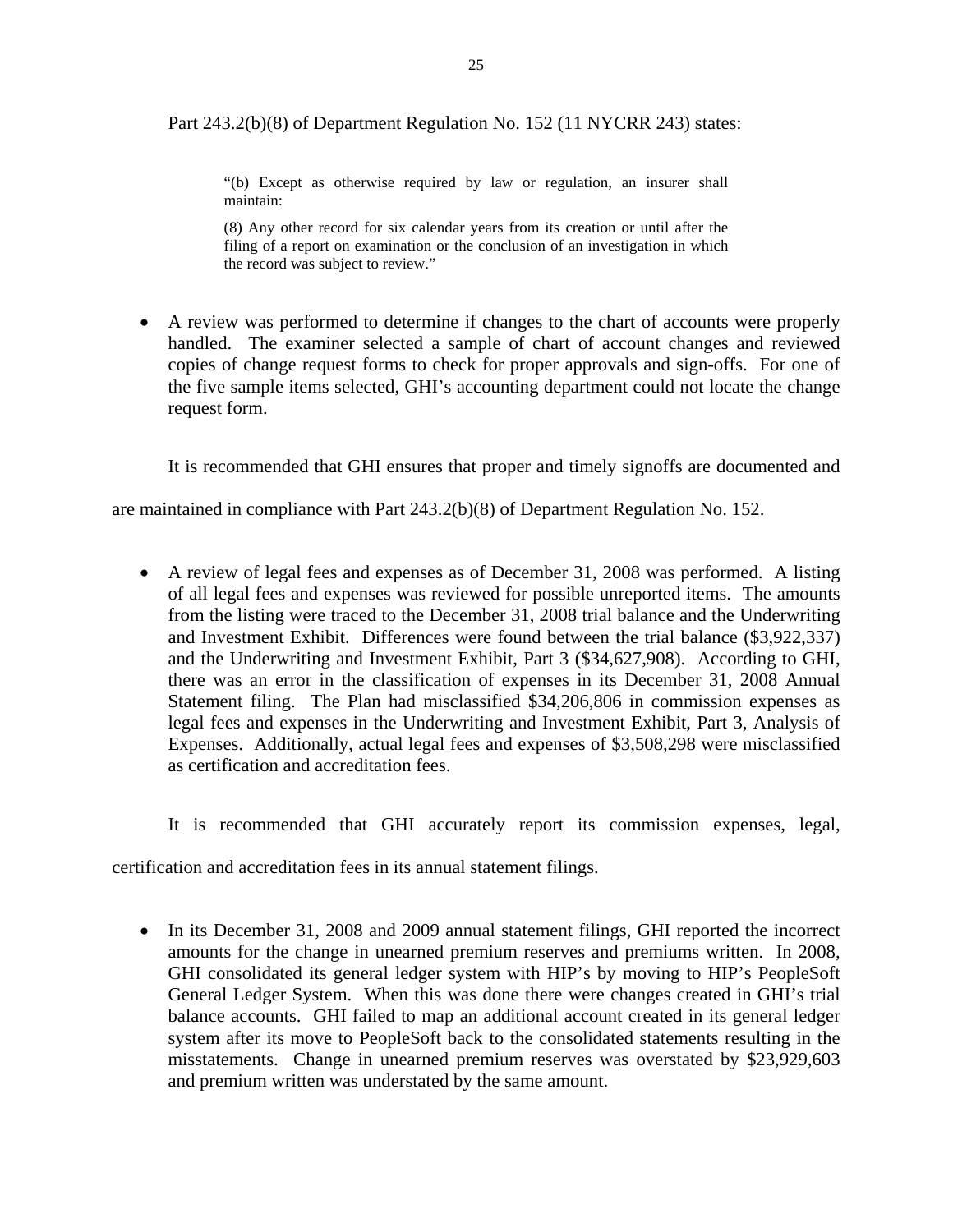Part 243.2(b)(8) of Department Regulation No. 152 (11 NYCRR 243) states:

> "(b) Except as otherwise required by law or regulation, an insurer shall maintain:
>
> (8) Any other record for six calendar years from its creation or until after the filing of a report on examination or the conclusion of an investigation in which the record was subject to review."

- A review was performed to determine if changes to the chart of accounts were properly handled. The examiner selected a sample of chart of account changes and reviewed copies of change request forms to check for proper approvals and sign-offs. For one of the five sample items selected, GHI's accounting department could not locate the change request form.

It is recommended that GHI ensures that proper and timely signoffs are documented and are maintained in compliance with Part 243.2(b)(8) of Department Regulation No. 152.

- A review of legal fees and expenses as of December 31, 2008 was performed. A listing of all legal fees and expenses was reviewed for possible unreported items. The amounts from the listing were traced to the December 31, 2008 trial balance and the Underwriting and Investment Exhibit. Differences were found between the trial balance ($3,922,337) and the Underwriting and Investment Exhibit, Part 3 ($34,627,908). According to GHI, there was an error in the classification of expenses in its December 31, 2008 Annual Statement filing. The Plan had misclassified $34,206,806 in commission expenses as legal fees and expenses in the Underwriting and Investment Exhibit, Part 3, Analysis of Expenses. Additionally, actual legal fees and expenses of $3,508,298 were misclassified as certification and accreditation fees.

It is recommended that GHI accurately report its commission expenses, legal, certification and accreditation fees in its annual statement filings.

- In its December 31, 2008 and 2009 annual statement filings, GHI reported the incorrect amounts for the change in unearned premium reserves and premiums written. In 2008, GHI consolidated its general ledger system with HIP's by moving to HIP's PeopleSoft General Ledger System. When this was done there were changes created in GHI's trial balance accounts. GHI failed to map an additional account created in its general ledger system after its move to PeopleSoft back to the consolidated statements resulting in the misstatements. Change in unearned premium reserves was overstated by $23,929,603 and premium written was understated by the same amount.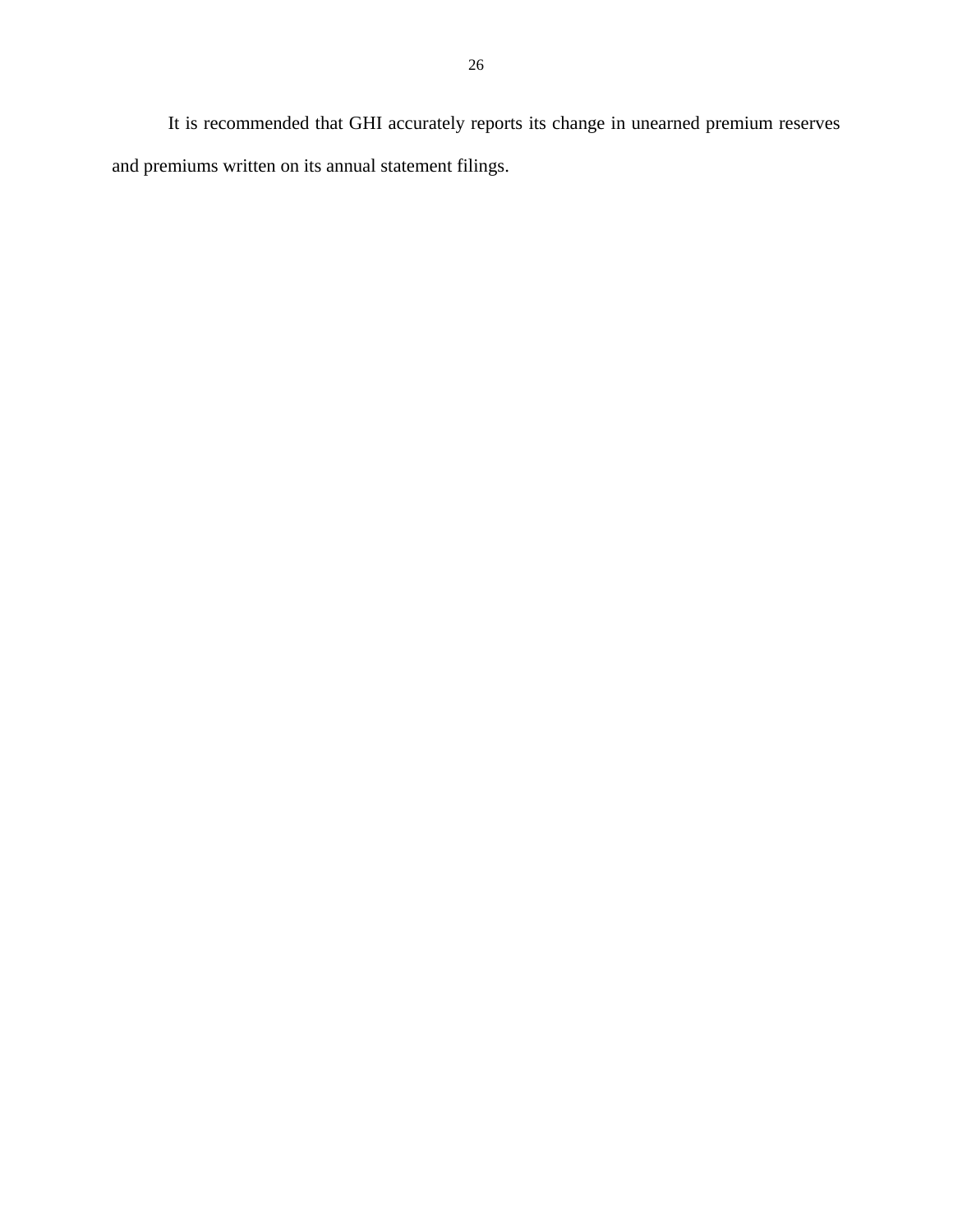It is recommended that GHI accurately reports its change in unearned premium reserves and premiums written on its annual statement filings.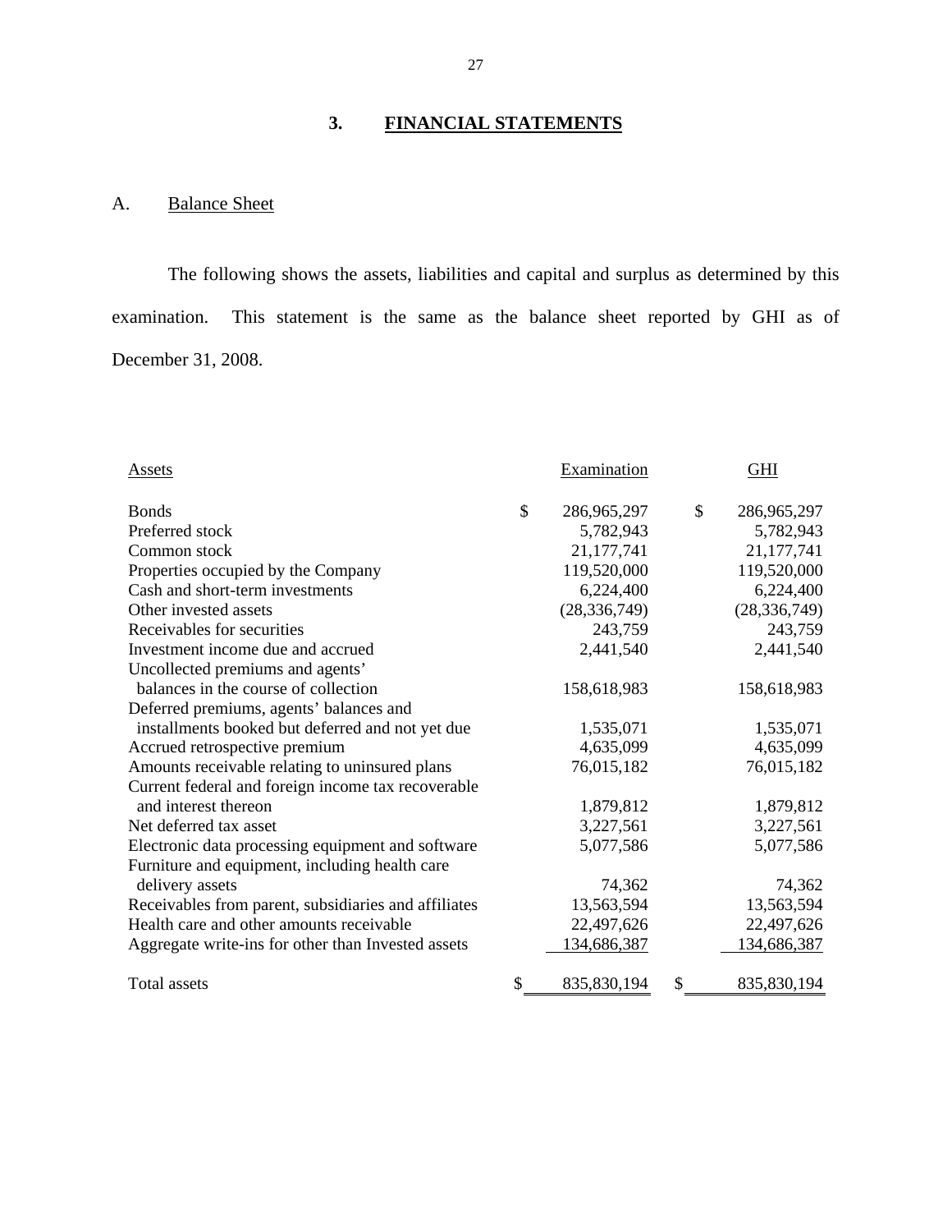## 3. FINANCIAL STATEMENTS

### A. Balance Sheet

The following shows the assets, liabilities and capital and surplus as determined by this examination. This statement is the same as the balance sheet reported by GHI as of December 31, 2008.

| Assets | Examination | GHI |
|---|---|---|
| Bonds | $ 286,965,297 | $ 286,965,297 |
| Preferred stock | 5,782,943 | 5,782,943 |
| Common stock | 21,177,741 | 21,177,741 |
| Properties occupied by the Company | 119,520,000 | 119,520,000 |
| Cash and short-term investments | 6,224,400 | 6,224,400 |
| Other invested assets | (28,336,749) | (28,336,749) |
| Receivables for securities | 243,759 | 243,759 |
| Investment income due and accrued | 2,441,540 | 2,441,540 |
| Uncollected premiums and agents' balances in the course of collection | 158,618,983 | 158,618,983 |
| Deferred premiums, agents' balances and installments booked but deferred and not yet due | 1,535,071 | 1,535,071 |
| Accrued retrospective premium | 4,635,099 | 4,635,099 |
| Amounts receivable relating to uninsured plans | 76,015,182 | 76,015,182 |
| Current federal and foreign income tax recoverable and interest thereon | 1,879,812 | 1,879,812 |
| Net deferred tax asset | 3,227,561 | 3,227,561 |
| Electronic data processing equipment and software | 5,077,586 | 5,077,586 |
| Furniture and equipment, including health care delivery assets | 74,362 | 74,362 |
| Receivables from parent, subsidiaries and affiliates | 13,563,594 | 13,563,594 |
| Health care and other amounts receivable | 22,497,626 | 22,497,626 |
| Aggregate write-ins for other than Invested assets | 134,686,387 | 134,686,387 |
| Total assets | $ 835,830,194 | $ 835,830,194 |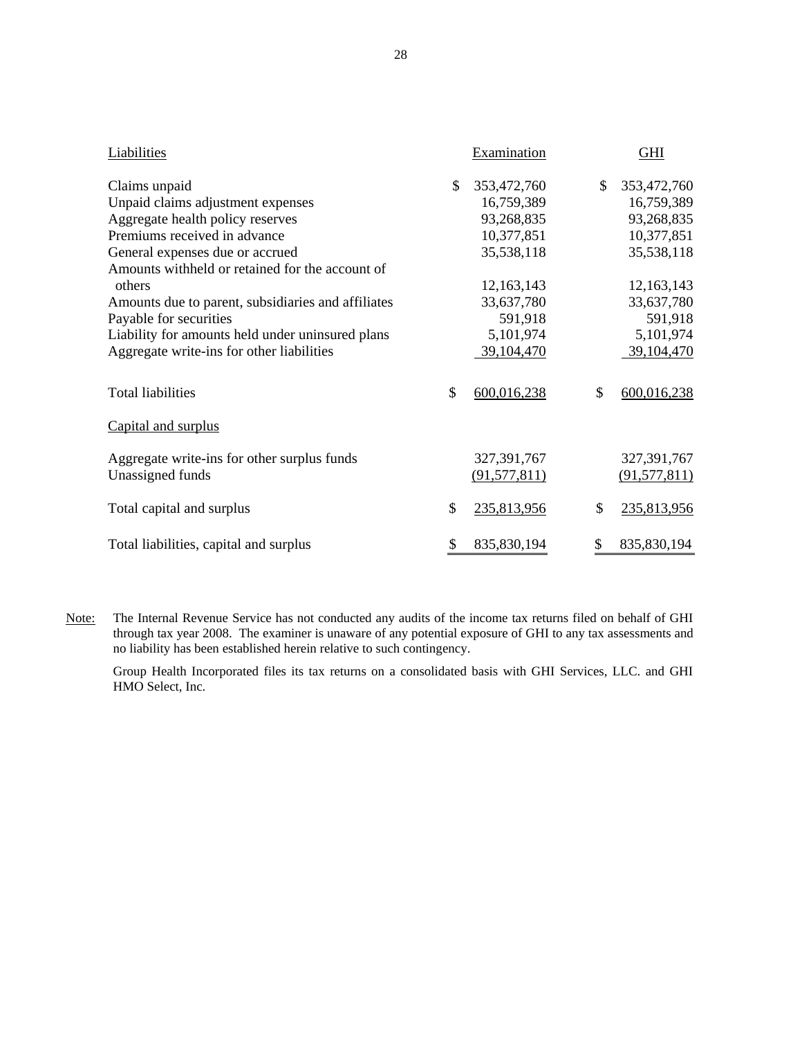| Liabilities | Examination | GHI |
|---|---|---|
| Claims unpaid | $ 353,472,760 | $ 353,472,760 |
| Unpaid claims adjustment expenses | 16,759,389 | 16,759,389 |
| Aggregate health policy reserves | 93,268,835 | 93,268,835 |
| Premiums received in advance | 10,377,851 | 10,377,851 |
| General expenses due or accrued | 35,538,118 | 35,538,118 |
| Amounts withheld or retained for the account of others | 12,163,143 | 12,163,143 |
| Amounts due to parent, subsidiaries and affiliates | 33,637,780 | 33,637,780 |
| Payable for securities | 591,918 | 591,918 |
| Liability for amounts held under uninsured plans | 5,101,974 | 5,101,974 |
| Aggregate write-ins for other liabilities | 39,104,470 | 39,104,470 |
| Total liabilities | $ 600,016,238 | $ 600,016,238 |
| Capital and surplus | | |
| Aggregate write-ins for other surplus funds | 327,391,767 | 327,391,767 |
| Unassigned funds | (91,577,811) | (91,577,811) |
| Total capital and surplus | $ 235,813,956 | $ 235,813,956 |
| Total liabilities, capital and surplus | $ 835,830,194 | $ 835,830,194 |

Note: The Internal Revenue Service has not conducted any audits of the income tax returns filed on behalf of GHI through tax year 2008. The examiner is unaware of any potential exposure of GHI to any tax assessments and no liability has been established herein relative to such contingency.

Group Health Incorporated files its tax returns on a consolidated basis with GHI Services, LLC. and GHI HMO Select, Inc.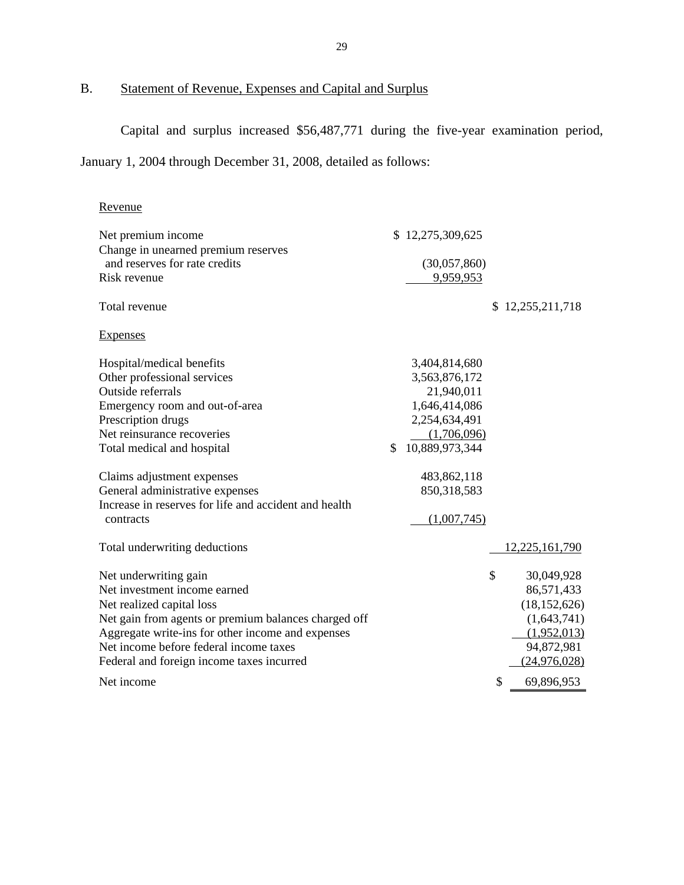B. Statement of Revenue, Expenses and Capital and Surplus

Capital and surplus increased $56,487,771 during the five-year examination period, January 1, 2004 through December 31, 2008, detailed as follows:

| | | |
|---|---|---|
| Revenue | | |
| Net premium income | $ 12,275,309,625 | |
| Change in unearned premium reserves and reserves for rate credits | (30,057,860) | |
| Risk revenue | 9,959,953 | |
| Total revenue | | $ 12,255,211,718 |
| Expenses | | |
| Hospital/medical benefits | 3,404,814,680 | |
| Other professional services | 3,563,876,172 | |
| Outside referrals | 21,940,011 | |
| Emergency room and out-of-area | 1,646,414,086 | |
| Prescription drugs | 2,254,634,491 | |
| Net reinsurance recoveries | (1,706,096) | |
| Total medical and hospital | $ 10,889,973,344 | |
| Claims adjustment expenses | 483,862,118 | |
| General administrative expenses | 850,318,583 | |
| Increase in reserves for life and accident and health contracts | (1,007,745) | |
| Total underwriting deductions | | 12,225,161,790 |
| Net underwriting gain | | $ 30,049,928 |
| Net investment income earned | | 86,571,433 |
| Net realized capital loss | | (18,152,626) |
| Net gain from agents or premium balances charged off | | (1,643,741) |
| Aggregate write-ins for other income and expenses | | (1,952,013) |
| Net income before federal income taxes | | 94,872,981 |
| Federal and foreign income taxes incurred | | (24,976,028) |
| Net income | | $ 69,896,953 |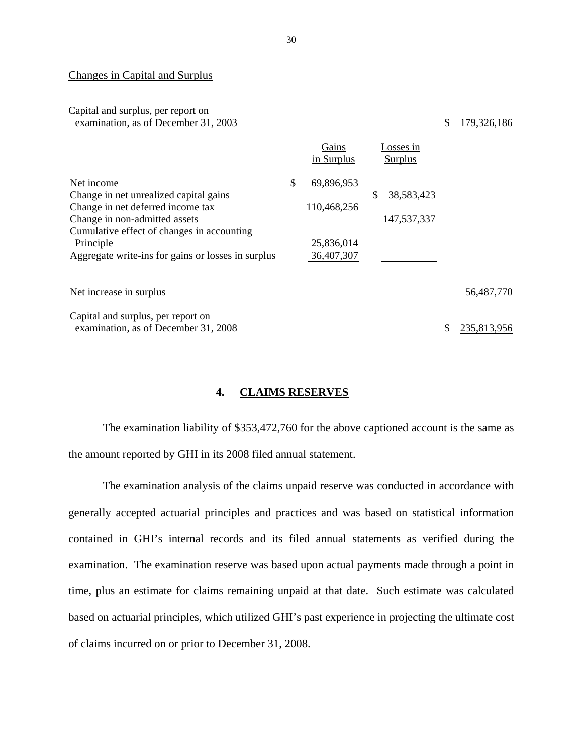## Changes in Capital and Surplus

| | Gains in Surplus | Losses in Surplus | |
|---|---|---|---|
| Capital and surplus, per report on examination, as of December 31, 2003 | | | $ 179,326,186 |
| Net income | $ 69,896,953 | | |
| Change in net unrealized capital gains | | $ 38,583,423 | |
| Change in net deferred income tax | 110,468,256 | | |
| Change in non-admitted assets | | 147,537,337 | |
| Cumulative effect of changes in accounting Principle | 25,836,014 | | |
| Aggregate write-ins for gains or losses in surplus | 36,407,307 | | |
| Net increase in surplus | | | 56,487,770 |
| Capital and surplus, per report on examination, as of December 31, 2008 | | | $ 235,813,956 |

## 4. CLAIMS RESERVES

The examination liability of $353,472,760 for the above captioned account is the same as the amount reported by GHI in its 2008 filed annual statement.

The examination analysis of the claims unpaid reserve was conducted in accordance with generally accepted actuarial principles and practices and was based on statistical information contained in GHI's internal records and its filed annual statements as verified during the examination. The examination reserve was based upon actual payments made through a point in time, plus an estimate for claims remaining unpaid at that date. Such estimate was calculated based on actuarial principles, which utilized GHI's past experience in projecting the ultimate cost of claims incurred on or prior to December 31, 2008.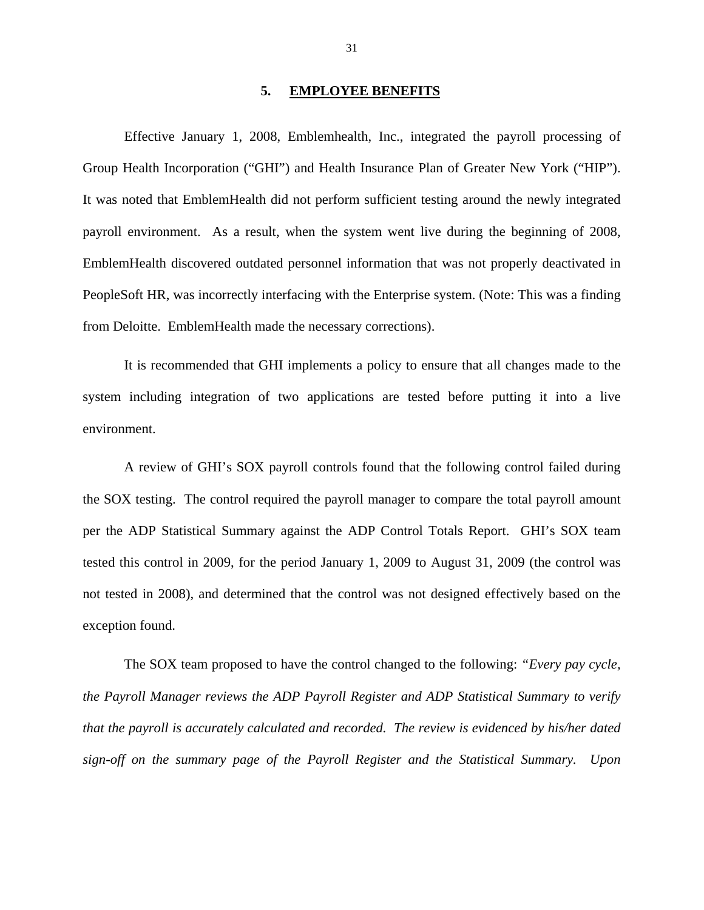## 5. EMPLOYEE BENEFITS

Effective January 1, 2008, Emblemhealth, Inc., integrated the payroll processing of Group Health Incorporation ("GHI") and Health Insurance Plan of Greater New York ("HIP"). It was noted that EmblemHealth did not perform sufficient testing around the newly integrated payroll environment. As a result, when the system went live during the beginning of 2008, EmblemHealth discovered outdated personnel information that was not properly deactivated in PeopleSoft HR, was incorrectly interfacing with the Enterprise system. (Note: This was a finding from Deloitte. EmblemHealth made the necessary corrections).

It is recommended that GHI implements a policy to ensure that all changes made to the system including integration of two applications are tested before putting it into a live environment.

A review of GHI's SOX payroll controls found that the following control failed during the SOX testing. The control required the payroll manager to compare the total payroll amount per the ADP Statistical Summary against the ADP Control Totals Report. GHI's SOX team tested this control in 2009, for the period January 1, 2009 to August 31, 2009 (the control was not tested in 2008), and determined that the control was not designed effectively based on the exception found.

The SOX team proposed to have the control changed to the following: *"Every pay cycle, the Payroll Manager reviews the ADP Payroll Register and ADP Statistical Summary to verify that the payroll is accurately calculated and recorded. The review is evidenced by his/her dated sign-off on the summary page of the Payroll Register and the Statistical Summary. Upon*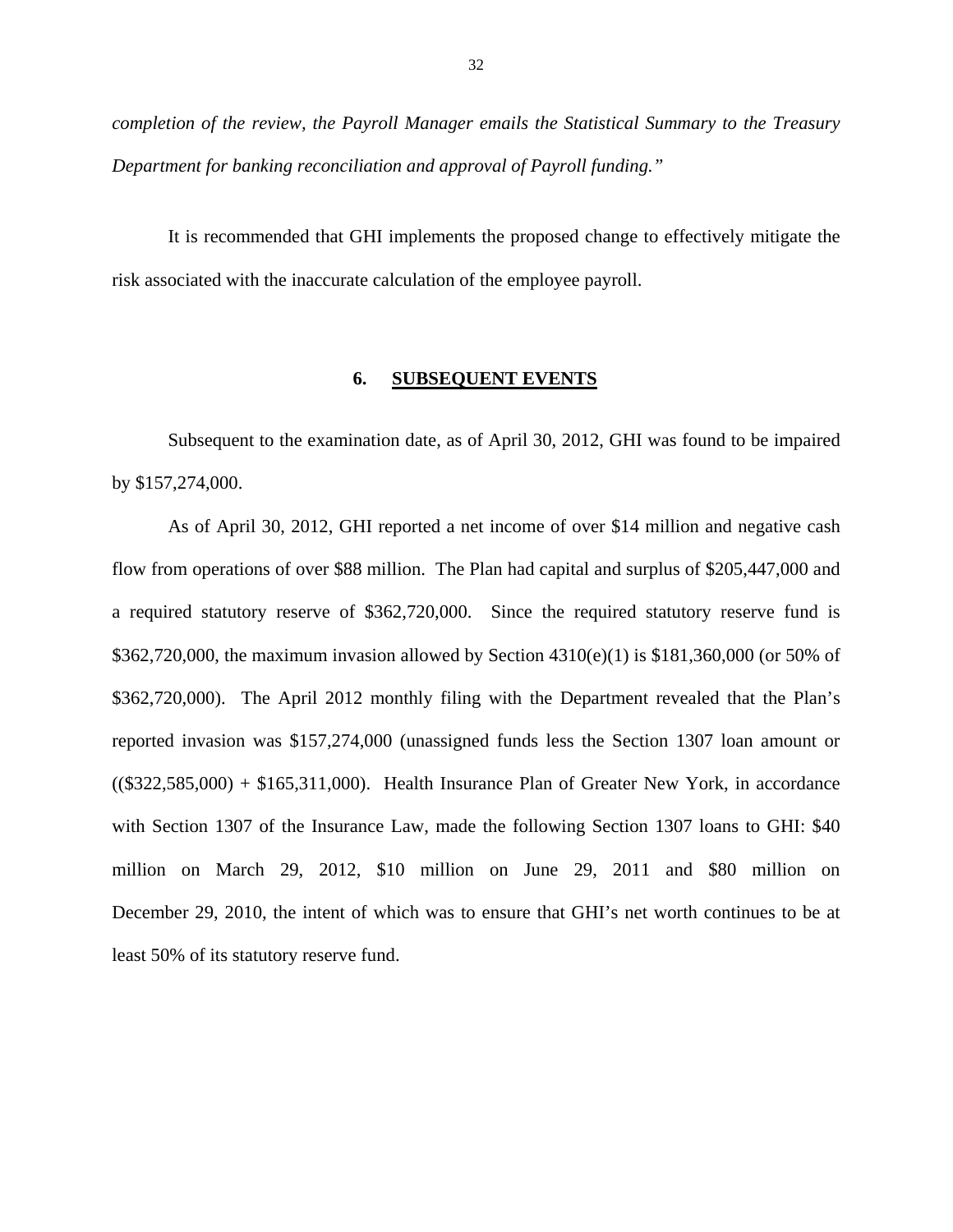*completion of the review, the Payroll Manager emails the Statistical Summary to the Treasury Department for banking reconciliation and approval of Payroll funding."*

It is recommended that GHI implements the proposed change to effectively mitigate the risk associated with the inaccurate calculation of the employee payroll.

## 6. SUBSEQUENT EVENTS

Subsequent to the examination date, as of April 30, 2012, GHI was found to be impaired by $157,274,000.

As of April 30, 2012, GHI reported a net income of over $14 million and negative cash flow from operations of over $88 million. The Plan had capital and surplus of $205,447,000 and a required statutory reserve of $362,720,000. Since the required statutory reserve fund is $362,720,000, the maximum invasion allowed by Section 4310(e)(1) is $181,360,000 (or 50% of $362,720,000). The April 2012 monthly filing with the Department revealed that the Plan's reported invasion was $157,274,000 (unassigned funds less the Section 1307 loan amount or (($322,585,000) + $165,311,000). Health Insurance Plan of Greater New York, in accordance with Section 1307 of the Insurance Law, made the following Section 1307 loans to GHI: $40 million on March 29, 2012, $10 million on June 29, 2011 and $80 million on December 29, 2010, the intent of which was to ensure that GHI's net worth continues to be at least 50% of its statutory reserve fund.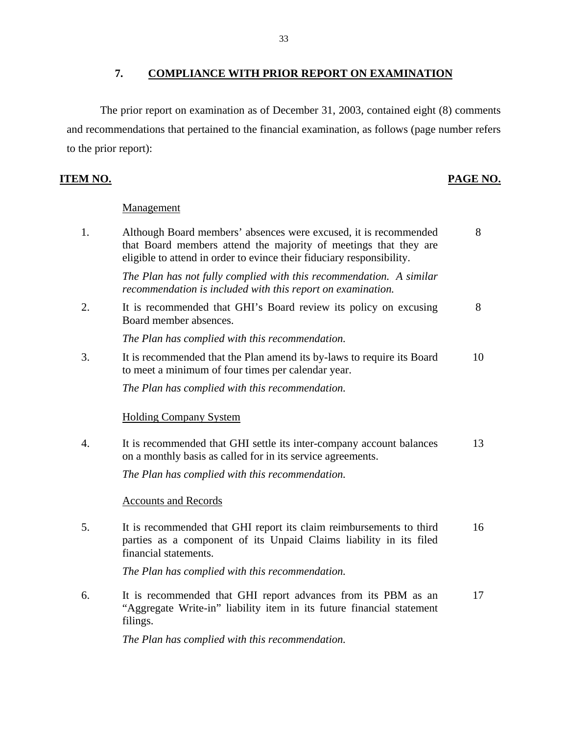## 7. COMPLIANCE WITH PRIOR REPORT ON EXAMINATION

The prior report on examination as of December 31, 2003, contained eight (8) comments and recommendations that pertained to the financial examination, as follows (page number refers to the prior report):

| ITEM NO. | | PAGE NO. |
|---|---|---|
| | Management | |
| 1. | Although Board members' absences were excused, it is recommended that Board members attend the majority of meetings that they are eligible to attend in order to evince their fiduciary responsibility.<br><br>*The Plan has not fully complied with this recommendation. A similar recommendation is included with this report on examination.* | 8 |
| 2. | It is recommended that GHI's Board review its policy on excusing Board member absences.<br><br>*The Plan has complied with this recommendation.* | 8 |
| 3. | It is recommended that the Plan amend its by-laws to require its Board to meet a minimum of four times per calendar year.<br><br>*The Plan has complied with this recommendation.* | 10 |
| | Holding Company System | |
| 4. | It is recommended that GHI settle its inter-company account balances on a monthly basis as called for in its service agreements.<br><br>*The Plan has complied with this recommendation.* | 13 |
| | Accounts and Records | |
| 5. | It is recommended that GHI report its claim reimbursements to third parties as a component of its Unpaid Claims liability in its filed financial statements.<br><br>*The Plan has complied with this recommendation.* | 16 |
| 6. | It is recommended that GHI report advances from its PBM as an "Aggregate Write-in" liability item in its future financial statement filings.<br><br>*The Plan has complied with this recommendation.* | 17 |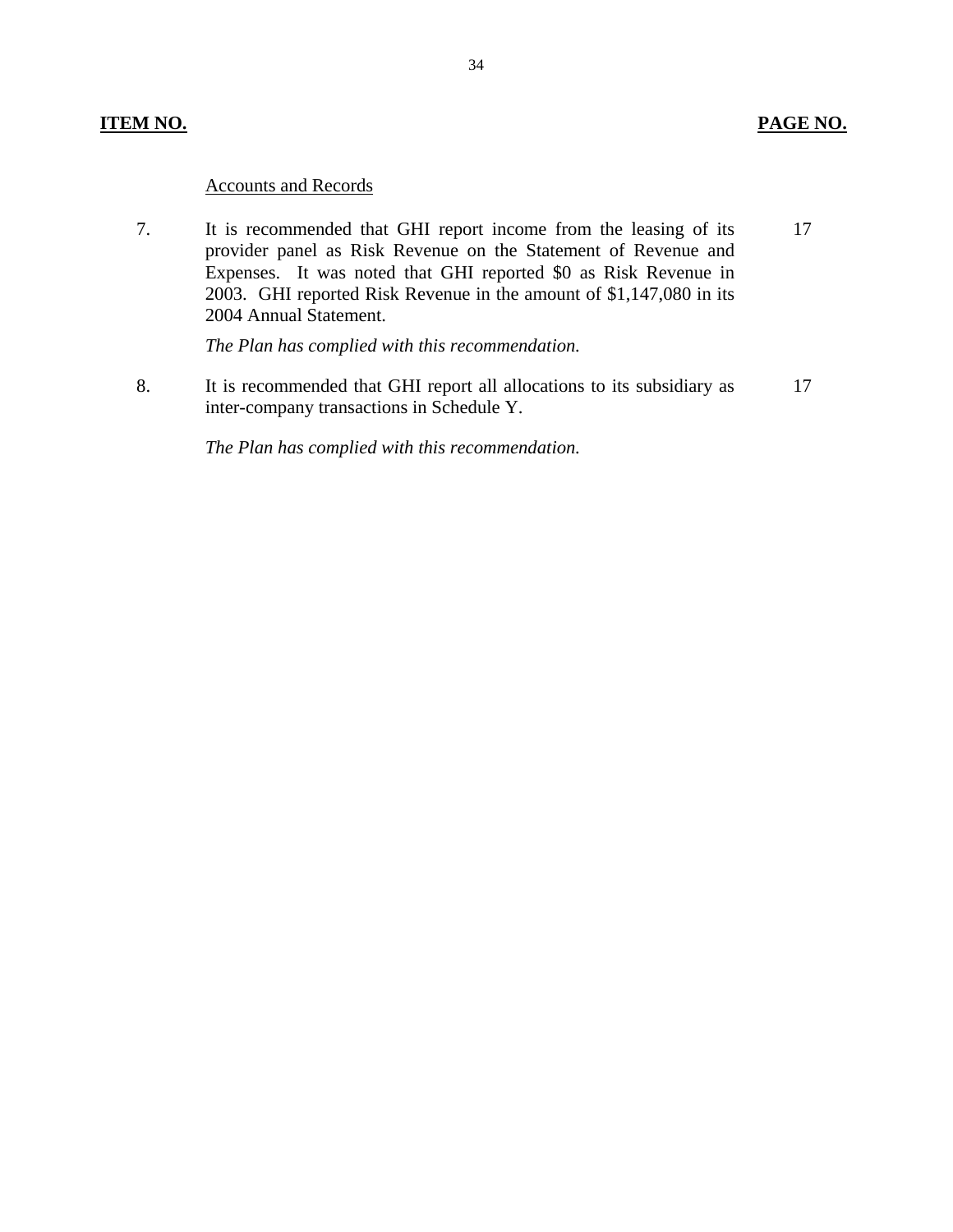| ITEM NO. | | PAGE NO. |
|---|---|---|
| | Accounts and Records | |
| 7. | It is recommended that GHI report income from the leasing of its provider panel as Risk Revenue on the Statement of Revenue and Expenses. It was noted that GHI reported $0 as Risk Revenue in 2003. GHI reported Risk Revenue in the amount of $1,147,080 in its 2004 Annual Statement.<br><br>*The Plan has complied with this recommendation.* | 17 |
| 8. | It is recommended that GHI report all allocations to its subsidiary as inter-company transactions in Schedule Y.<br><br>*The Plan has complied with this recommendation.* | 17 |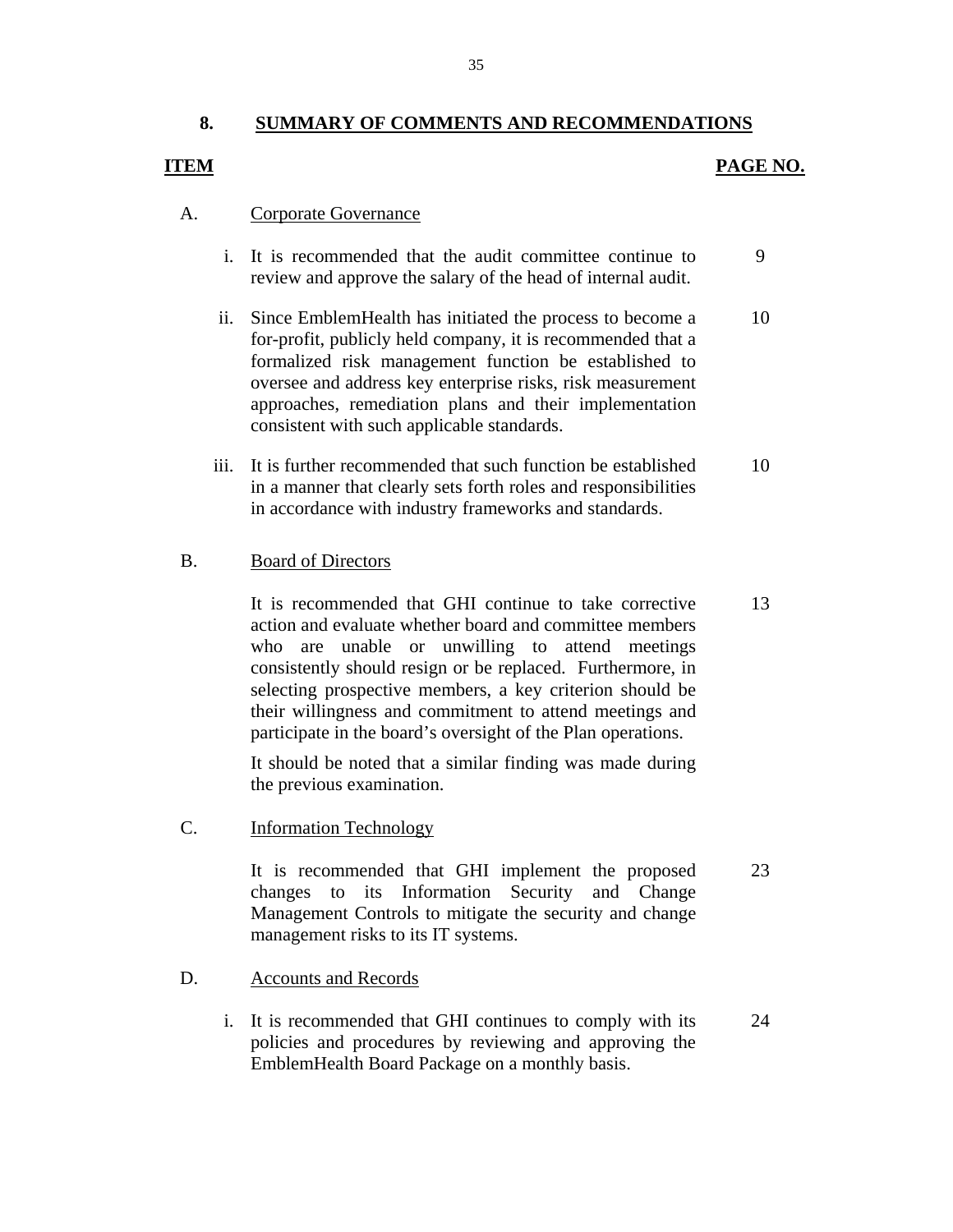## 8. SUMMARY OF COMMENTS AND RECOMMENDATIONS

| ITEM | | PAGE NO. |
|---|---|---|
| A. | Corporate Governance | |
| | i. It is recommended that the audit committee continue to review and approve the salary of the head of internal audit. | 9 |
| | ii. Since EmblemHealth has initiated the process to become a for-profit, publicly held company, it is recommended that a formalized risk management function be established to oversee and address key enterprise risks, risk measurement approaches, remediation plans and their implementation consistent with such applicable standards. | 10 |
| | iii. It is further recommended that such function be established in a manner that clearly sets forth roles and responsibilities in accordance with industry frameworks and standards. | 10 |
| B. | Board of Directors | |
| | It is recommended that GHI continue to take corrective action and evaluate whether board and committee members who are unable or unwilling to attend meetings consistently should resign or be replaced. Furthermore, in selecting prospective members, a key criterion should be their willingness and commitment to attend meetings and participate in the board's oversight of the Plan operations. | 13 |
| | It should be noted that a similar finding was made during the previous examination. | |
| C. | Information Technology | |
| | It is recommended that GHI implement the proposed changes to its Information Security and Change Management Controls to mitigate the security and change management risks to its IT systems. | 23 |
| D. | Accounts and Records | |
| | i. It is recommended that GHI continues to comply with its policies and procedures by reviewing and approving the EmblemHealth Board Package on a monthly basis. | 24 |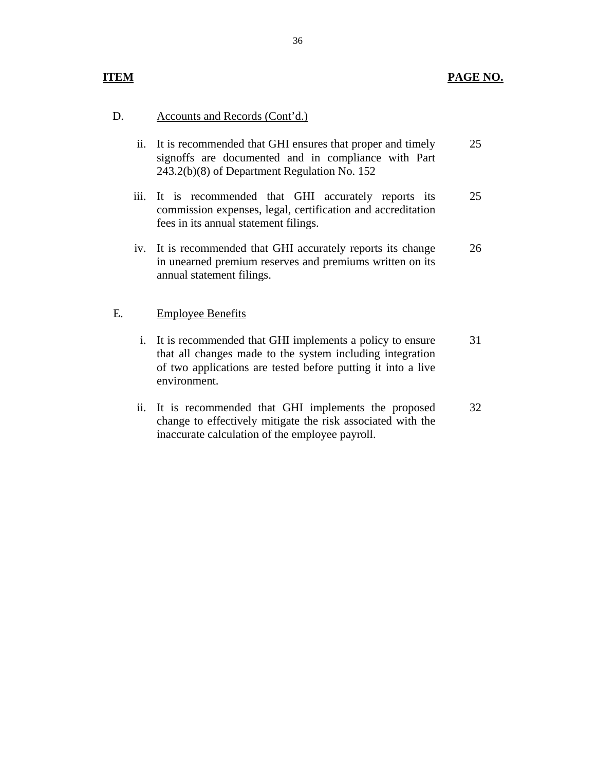| ITEM | | | PAGE NO. |
|---|---|---|---|
| D. | Accounts and Records (Cont'd.) | | |
| | ii. | It is recommended that GHI ensures that proper and timely signoffs are documented and in compliance with Part 243.2(b)(8) of Department Regulation No. 152 | 25 |
| | iii. | It is recommended that GHI accurately reports its commission expenses, legal, certification and accreditation fees in its annual statement filings. | 25 |
| | iv. | It is recommended that GHI accurately reports its change in unearned premium reserves and premiums written on its annual statement filings. | 26 |
| E. | Employee Benefits | | |
| | i. | It is recommended that GHI implements a policy to ensure that all changes made to the system including integration of two applications are tested before putting it into a live environment. | 31 |
| | ii. | It is recommended that GHI implements the proposed change to effectively mitigate the risk associated with the inaccurate calculation of the employee payroll. | 32 |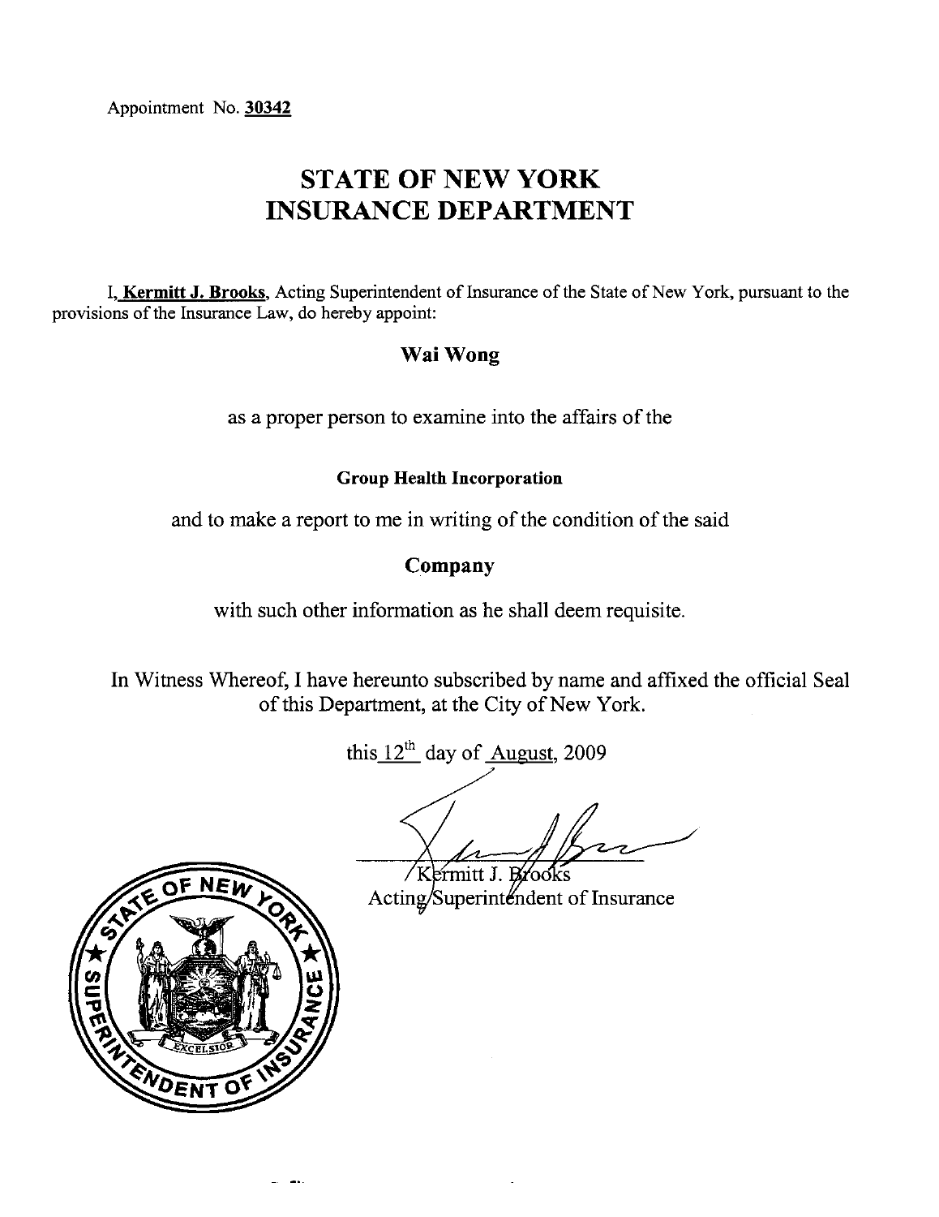Appointment No. **30342**

# STATE OF NEW YORK
# INSURANCE DEPARTMENT

I, **Kermitt J. Brooks**, Acting Superintendent of Insurance of the State of New York, pursuant to the provisions of the Insurance Law, do hereby appoint:

**Wai Wong**

as a proper person to examine into the affairs of the

**Group Health Incorporation**

and to make a report to me in writing of the condition of the said

**Company**

with such other information as he shall deem requisite.

In Witness Whereof, I have hereunto subscribed by name and affixed the official Seal of this Department, at the City of New York.

this 12th day of August, 2009

Kermitt J. Brooks
Acting Superintendent of Insurance